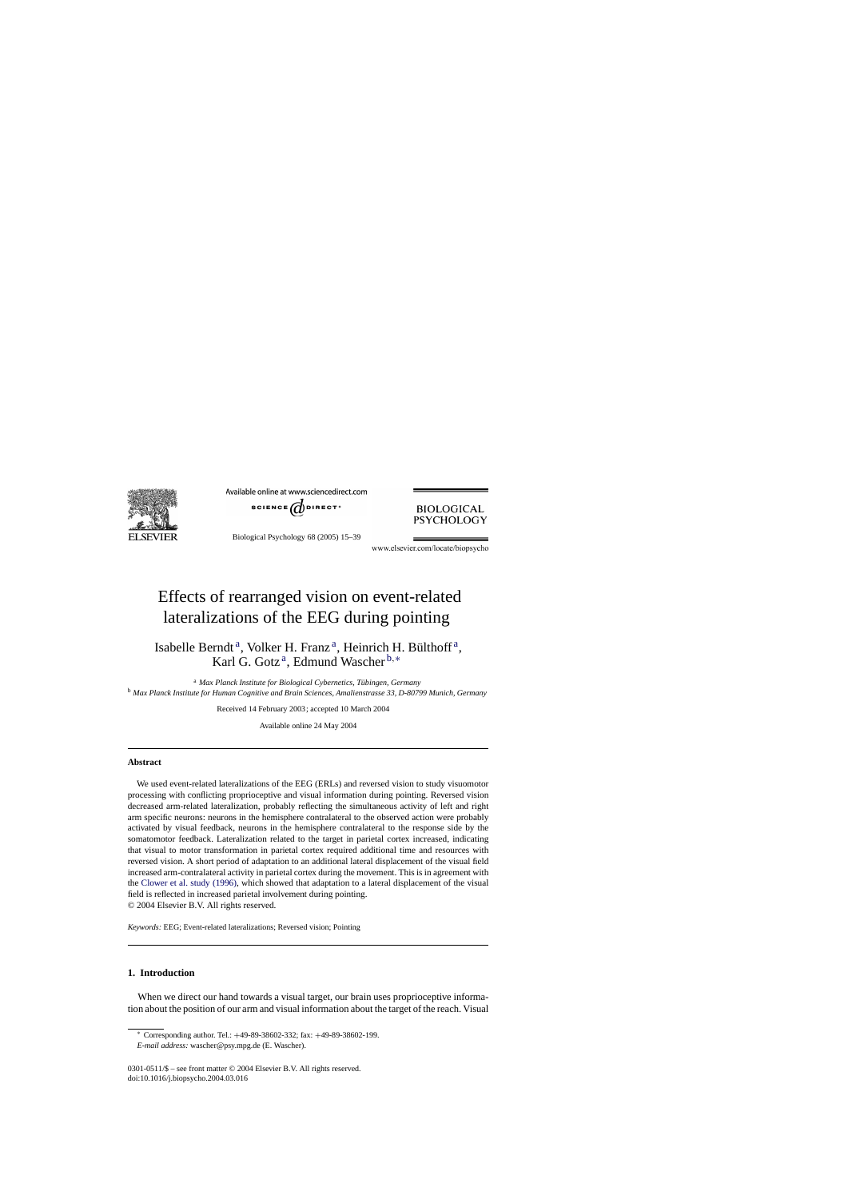# Effects of rearranged vision on event-related lateralizations of the EEG during pointing

Isabelle Berndt[a], Volker H. Franz[a], Heinrich H. Bülthoff[a], Karl G. Gotz[a], Edmund Wascher[b,*]

[a] *Max Planck Institute for Biological Cybernetics, Tübingen, Germany*
[b] *Max Planck Institute for Human Cognitive and Brain Sciences, Amalienstrasse 33, D-80799 Munich, Germany*

Received 14 February 2003; accepted 10 March 2004

Available online 24 May 2004

## Abstract

We used event-related lateralizations of the EEG (ERLs) and reversed vision to study visuomotor processing with conflicting proprioceptive and visual information during pointing. Reversed vision decreased arm-related lateralization, probably reflecting the simultaneous activity of left and right arm specific neurons: neurons in the hemisphere contralateral to the observed action were probably activated by visual feedback, neurons in the hemisphere contralateral to the response side by the somatomotor feedback. Lateralization related to the target in parietal cortex increased, indicating that visual to motor transformation in parietal cortex required additional time and resources with reversed vision. A short period of adaptation to an additional lateral displacement of the visual field increased arm-contralateral activity in parietal cortex during the movement. This is in agreement with the Clower et al. study (1996), which showed that adaptation to a lateral displacement of the visual field is reflected in increased parietal involvement during pointing.

© 2004 Elsevier B.V. All rights reserved.

*Keywords:* EEG; Event-related lateralizations; Reversed vision; Pointing

## 1. Introduction

When we direct our hand towards a visual target, our brain uses proprioceptive information about the position of our arm and visual information about the target of the reach. Visual

* Corresponding author. Tel.: +49-89-38602-332; fax: +49-89-38602-199.
*E-mail address:* wascher@psy.mpg.de (E. Wascher).

0301-0511/$ – see front matter © 2004 Elsevier B.V. All rights reserved.
doi:10.1016/j.biopsycho.2004.03.016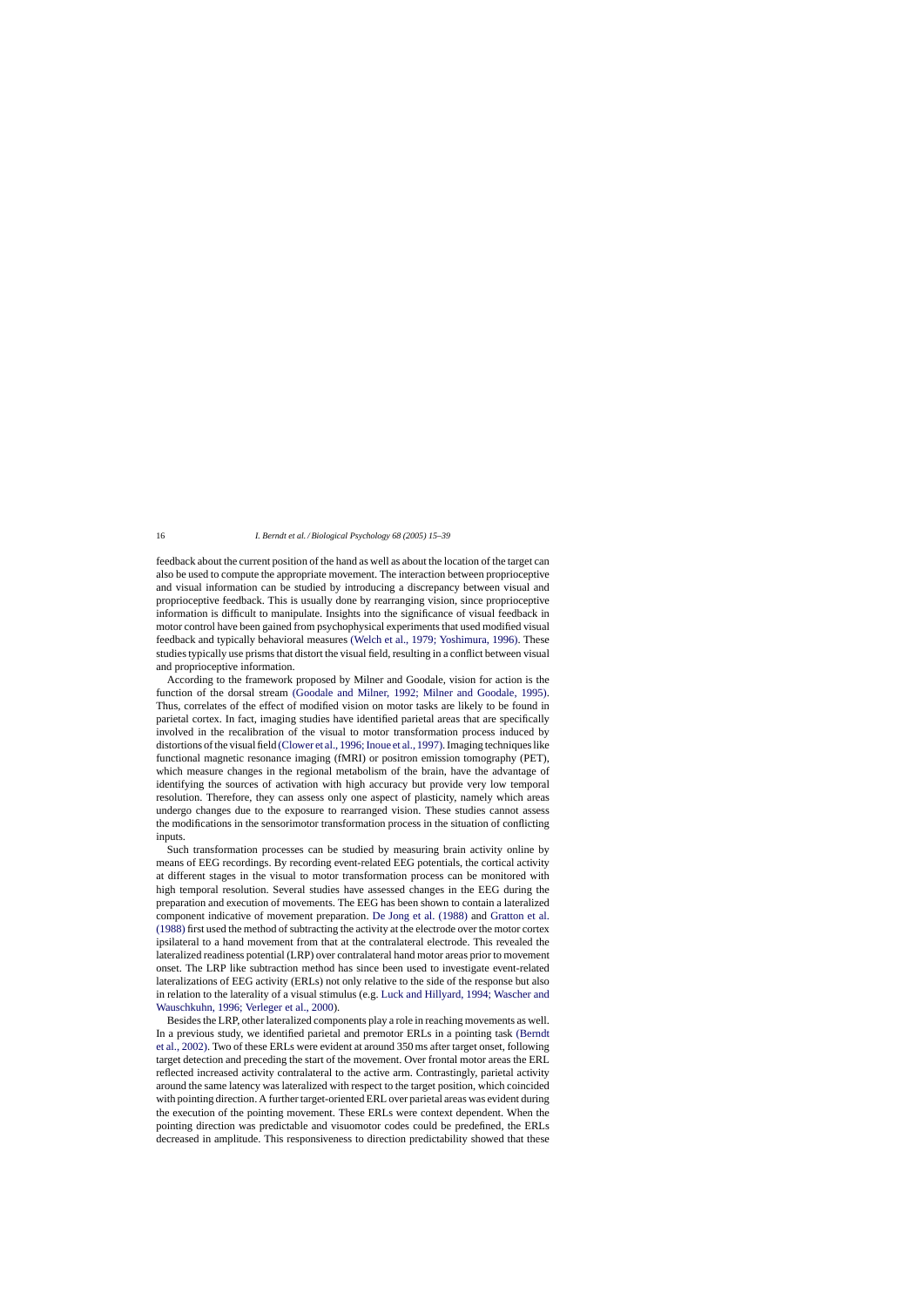feedback about the current position of the hand as well as about the location of the target can also be used to compute the appropriate movement. The interaction between proprioceptive and visual information can be studied by introducing a discrepancy between visual and proprioceptive feedback. This is usually done by rearranging vision, since proprioceptive information is difficult to manipulate. Insights into the significance of visual feedback in motor control have been gained from psychophysical experiments that used modified visual feedback and typically behavioral measures (Welch et al., 1979; Yoshimura, 1996). These studies typically use prisms that distort the visual field, resulting in a conflict between visual and proprioceptive information.

According to the framework proposed by Milner and Goodale, vision for action is the function of the dorsal stream (Goodale and Milner, 1992; Milner and Goodale, 1995). Thus, correlates of the effect of modified vision on motor tasks are likely to be found in parietal cortex. In fact, imaging studies have identified parietal areas that are specifically involved in the recalibration of the visual to motor transformation process induced by distortions of the visual field (Clower et al., 1996; Inoue et al., 1997). Imaging techniques like functional magnetic resonance imaging (fMRI) or positron emission tomography (PET), which measure changes in the regional metabolism of the brain, have the advantage of identifying the sources of activation with high accuracy but provide very low temporal resolution. Therefore, they can assess only one aspect of plasticity, namely which areas undergo changes due to the exposure to rearranged vision. These studies cannot assess the modifications in the sensorimotor transformation process in the situation of conflicting inputs.

Such transformation processes can be studied by measuring brain activity online by means of EEG recordings. By recording event-related EEG potentials, the cortical activity at different stages in the visual to motor transformation process can be monitored with high temporal resolution. Several studies have assessed changes in the EEG during the preparation and execution of movements. The EEG has been shown to contain a lateralized component indicative of movement preparation. De Jong et al. (1988) and Gratton et al. (1988) first used the method of subtracting the activity at the electrode over the motor cortex ipsilateral to a hand movement from that at the contralateral electrode. This revealed the lateralized readiness potential (LRP) over contralateral hand motor areas prior to movement onset. The LRP like subtraction method has since been used to investigate event-related lateralizations of EEG activity (ERLs) not only relative to the side of the response but also in relation to the laterality of a visual stimulus (e.g. Luck and Hillyard, 1994; Wascher and Wauschkuhn, 1996; Verleger et al., 2000).

Besides the LRP, other lateralized components play a role in reaching movements as well. In a previous study, we identified parietal and premotor ERLs in a pointing task (Berndt et al., 2002). Two of these ERLs were evident at around 350 ms after target onset, following target detection and preceding the start of the movement. Over frontal motor areas the ERL reflected increased activity contralateral to the active arm. Contrastingly, parietal activity around the same latency was lateralized with respect to the target position, which coincided with pointing direction. A further target-oriented ERL over parietal areas was evident during the execution of the pointing movement. These ERLs were context dependent. When the pointing direction was predictable and visuomotor codes could be predefined, the ERLs decreased in amplitude. This responsiveness to direction predictability showed that these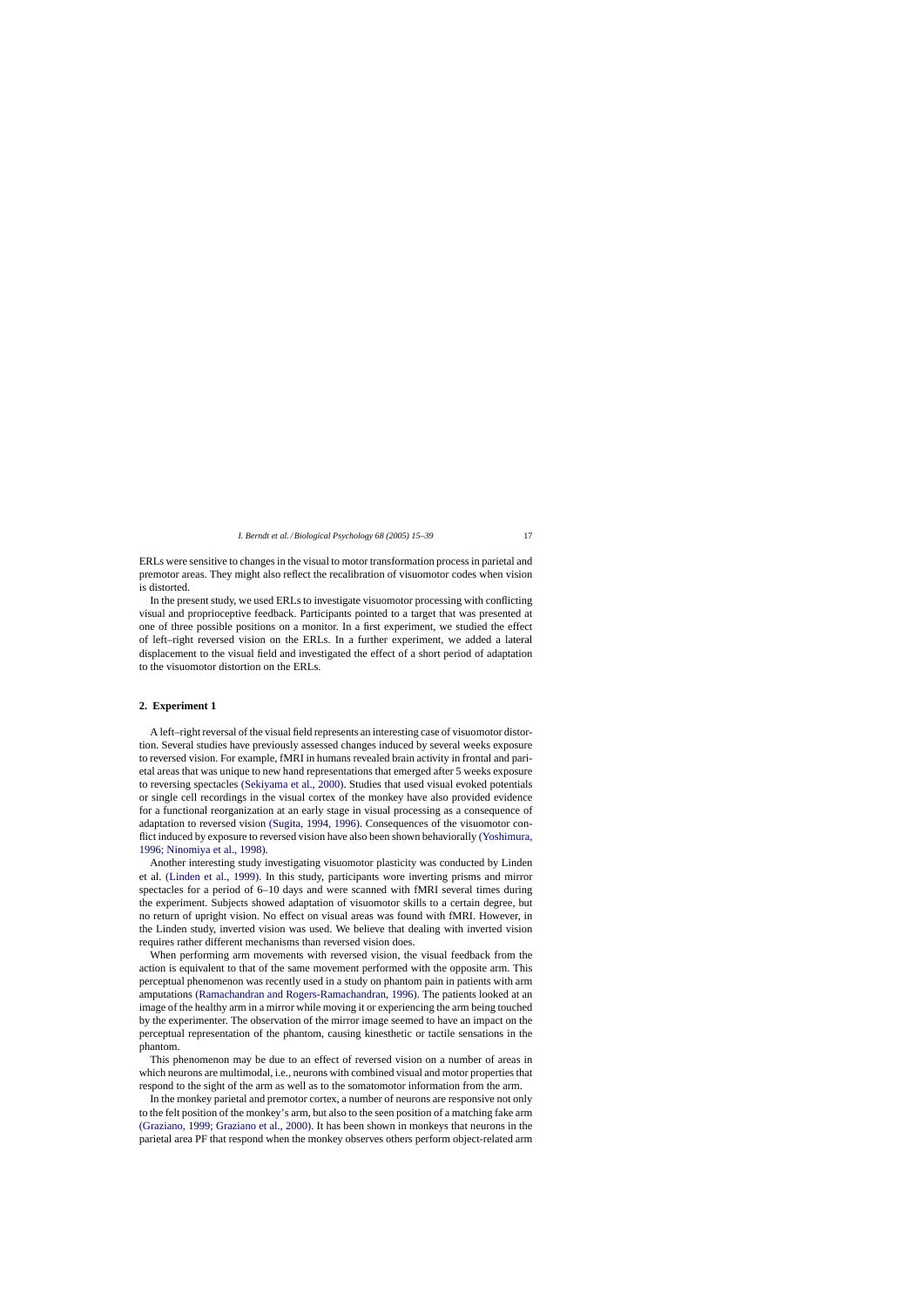ERLs were sensitive to changes in the visual to motor transformation process in parietal and premotor areas. They might also reflect the recalibration of visuomotor codes when vision is distorted.

In the present study, we used ERLs to investigate visuomotor processing with conflicting visual and proprioceptive feedback. Participants pointed to a target that was presented at one of three possible positions on a monitor. In a first experiment, we studied the effect of left–right reversed vision on the ERLs. In a further experiment, we added a lateral displacement to the visual field and investigated the effect of a short period of adaptation to the visuomotor distortion on the ERLs.

## 2. Experiment 1

A left–right reversal of the visual field represents an interesting case of visuomotor distortion. Several studies have previously assessed changes induced by several weeks exposure to reversed vision. For example, fMRI in humans revealed brain activity in frontal and parietal areas that was unique to new hand representations that emerged after 5 weeks exposure to reversing spectacles (Sekiyama et al., 2000). Studies that used visual evoked potentials or single cell recordings in the visual cortex of the monkey have also provided evidence for a functional reorganization at an early stage in visual processing as a consequence of adaptation to reversed vision (Sugita, 1994, 1996). Consequences of the visuomotor conflict induced by exposure to reversed vision have also been shown behaviorally (Yoshimura, 1996; Ninomiya et al., 1998).

Another interesting study investigating visuomotor plasticity was conducted by Linden et al. (Linden et al., 1999). In this study, participants wore inverting prisms and mirror spectacles for a period of 6–10 days and were scanned with fMRI several times during the experiment. Subjects showed adaptation of visuomotor skills to a certain degree, but no return of upright vision. No effect on visual areas was found with fMRI. However, in the Linden study, inverted vision was used. We believe that dealing with inverted vision requires rather different mechanisms than reversed vision does.

When performing arm movements with reversed vision, the visual feedback from the action is equivalent to that of the same movement performed with the opposite arm. This perceptual phenomenon was recently used in a study on phantom pain in patients with arm amputations (Ramachandran and Rogers-Ramachandran, 1996). The patients looked at an image of the healthy arm in a mirror while moving it or experiencing the arm being touched by the experimenter. The observation of the mirror image seemed to have an impact on the perceptual representation of the phantom, causing kinesthetic or tactile sensations in the phantom.

This phenomenon may be due to an effect of reversed vision on a number of areas in which neurons are multimodal, i.e., neurons with combined visual and motor properties that respond to the sight of the arm as well as to the somatomotor information from the arm.

In the monkey parietal and premotor cortex, a number of neurons are responsive not only to the felt position of the monkey's arm, but also to the seen position of a matching fake arm (Graziano, 1999; Graziano et al., 2000). It has been shown in monkeys that neurons in the parietal area PF that respond when the monkey observes others perform object-related arm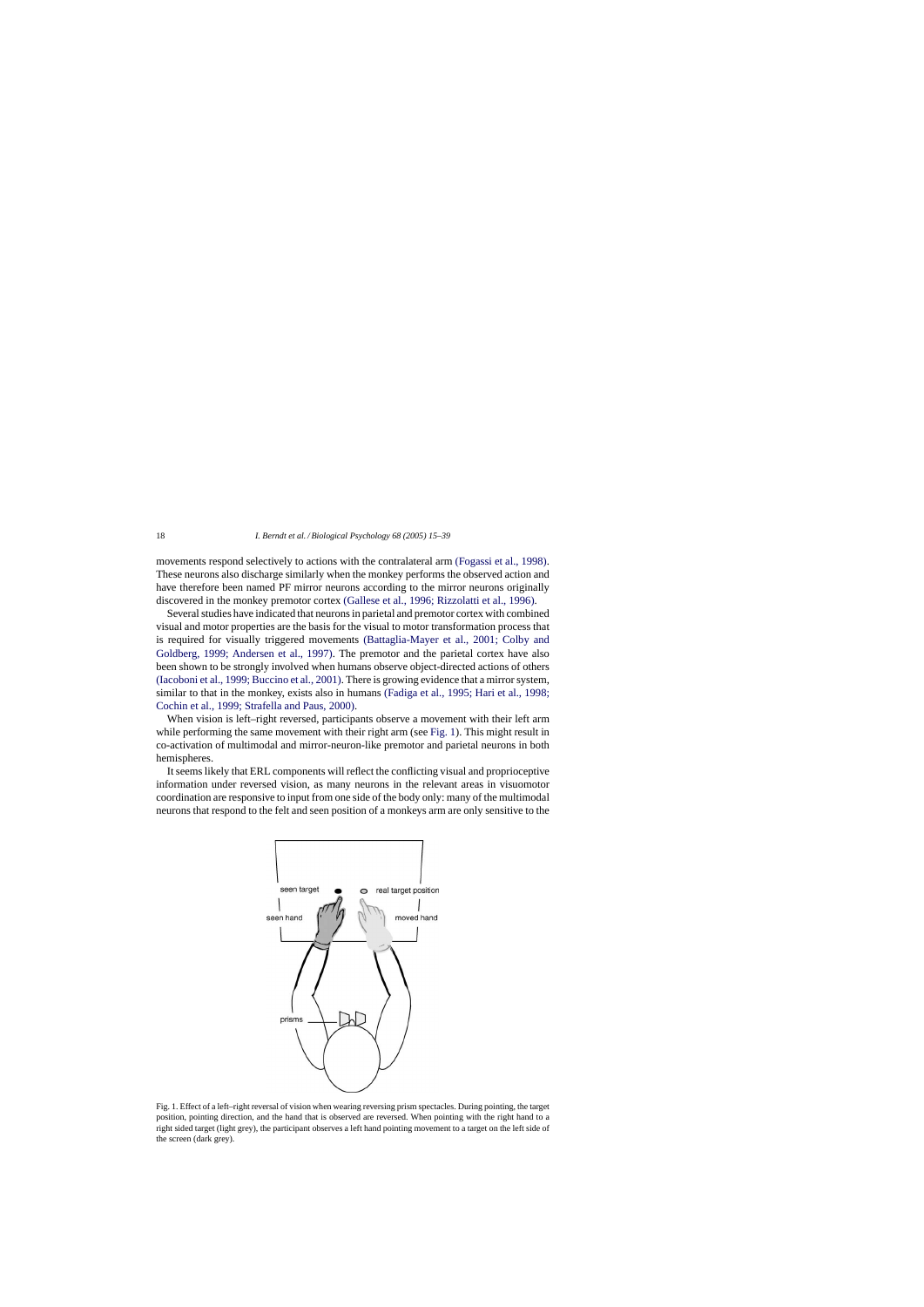movements respond selectively to actions with the contralateral arm (Fogassi et al., 1998). These neurons also discharge similarly when the monkey performs the observed action and have therefore been named PF mirror neurons according to the mirror neurons originally discovered in the monkey premotor cortex (Gallese et al., 1996; Rizzolatti et al., 1996).

Several studies have indicated that neurons in parietal and premotor cortex with combined visual and motor properties are the basis for the visual to motor transformation process that is required for visually triggered movements (Battaglia-Mayer et al., 2001; Colby and Goldberg, 1999; Andersen et al., 1997). The premotor and the parietal cortex have also been shown to be strongly involved when humans observe object-directed actions of others (Iacoboni et al., 1999; Buccino et al., 2001). There is growing evidence that a mirror system, similar to that in the monkey, exists also in humans (Fadiga et al., 1995; Hari et al., 1998; Cochin et al., 1999; Strafella and Paus, 2000).

When vision is left–right reversed, participants observe a movement with their left arm while performing the same movement with their right arm (see Fig. 1). This might result in co-activation of multimodal and mirror-neuron-like premotor and parietal neurons in both hemispheres.

It seems likely that ERL components will reflect the conflicting visual and proprioceptive information under reversed vision, as many neurons in the relevant areas in visuomotor coordination are responsive to input from one side of the body only: many of the multimodal neurons that respond to the felt and seen position of a monkeys arm are only sensitive to the

Fig. 1. Effect of a left–right reversal of vision when wearing reversing prism spectacles. During pointing, the target position, pointing direction, and the hand that is observed are reversed. When pointing with the right hand to a right sided target (light grey), the participant observes a left hand pointing movement to a target on the left side of the screen (dark grey).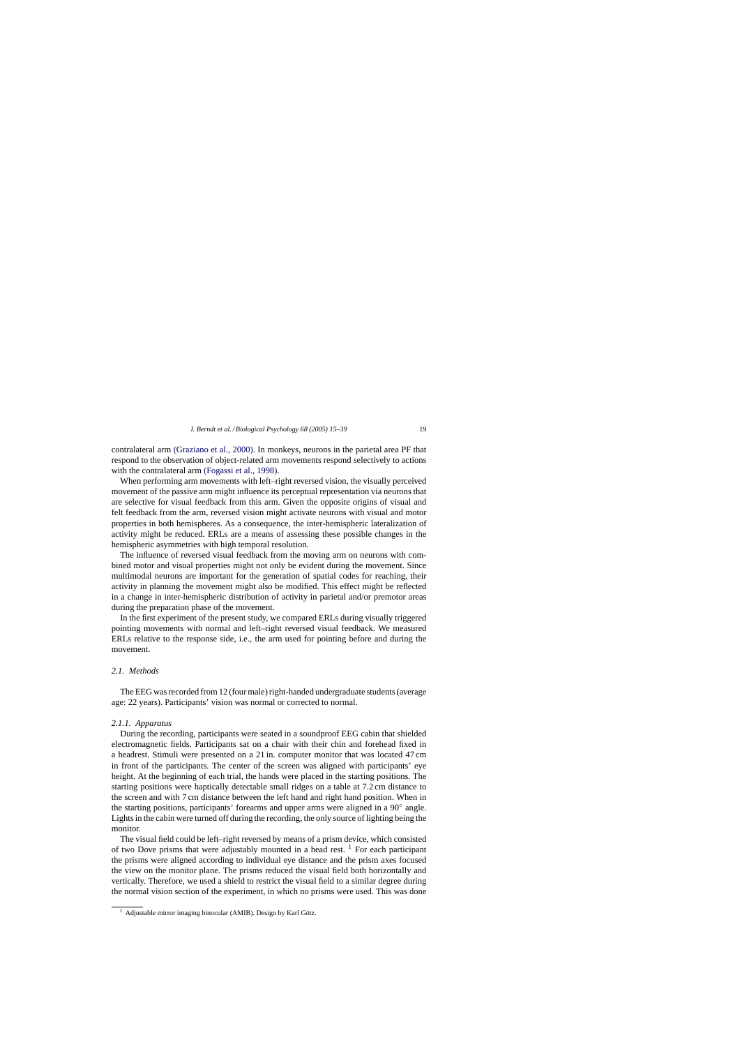contralateral arm (Graziano et al., 2000). In monkeys, neurons in the parietal area PF that respond to the observation of object-related arm movements respond selectively to actions with the contralateral arm (Fogassi et al., 1998).

When performing arm movements with left–right reversed vision, the visually perceived movement of the passive arm might influence its perceptual representation via neurons that are selective for visual feedback from this arm. Given the opposite origins of visual and felt feedback from the arm, reversed vision might activate neurons with visual and motor properties in both hemispheres. As a consequence, the inter-hemispheric lateralization of activity might be reduced. ERLs are a means of assessing these possible changes in the hemispheric asymmetries with high temporal resolution.

The influence of reversed visual feedback from the moving arm on neurons with combined motor and visual properties might not only be evident during the movement. Since multimodal neurons are important for the generation of spatial codes for reaching, their activity in planning the movement might also be modified. This effect might be reflected in a change in inter-hemispheric distribution of activity in parietal and/or premotor areas during the preparation phase of the movement.

In the first experiment of the present study, we compared ERLs during visually triggered pointing movements with normal and left–right reversed visual feedback. We measured ERLs relative to the response side, i.e., the arm used for pointing before and during the movement.

### *2.1. Methods*

The EEG was recorded from 12 (four male) right-handed undergraduate students (average age: 22 years). Participants' vision was normal or corrected to normal.

#### *2.1.1. Apparatus*

During the recording, participants were seated in a soundproof EEG cabin that shielded electromagnetic fields. Participants sat on a chair with their chin and forehead fixed in a headrest. Stimuli were presented on a 21 in. computer monitor that was located 47 cm in front of the participants. The center of the screen was aligned with participants' eye height. At the beginning of each trial, the hands were placed in the starting positions. The starting positions were haptically detectable small ridges on a table at 7.2 cm distance to the screen and with 7 cm distance between the left hand and right hand position. When in the starting positions, participants' forearms and upper arms were aligned in a 90° angle. Lights in the cabin were turned off during the recording, the only source of lighting being the monitor.

The visual field could be left–right reversed by means of a prism device, which consisted of two Dove prisms that were adjustably mounted in a head rest. [1] For each participant the prisms were aligned according to individual eye distance and the prism axes focused the view on the monitor plane. The prisms reduced the visual field both horizontally and vertically. Therefore, we used a shield to restrict the visual field to a similar degree during the normal vision section of the experiment, in which no prisms were used. This was done

[1] Adjustable mirror imaging binocular (AMIB). Design by Karl Götz.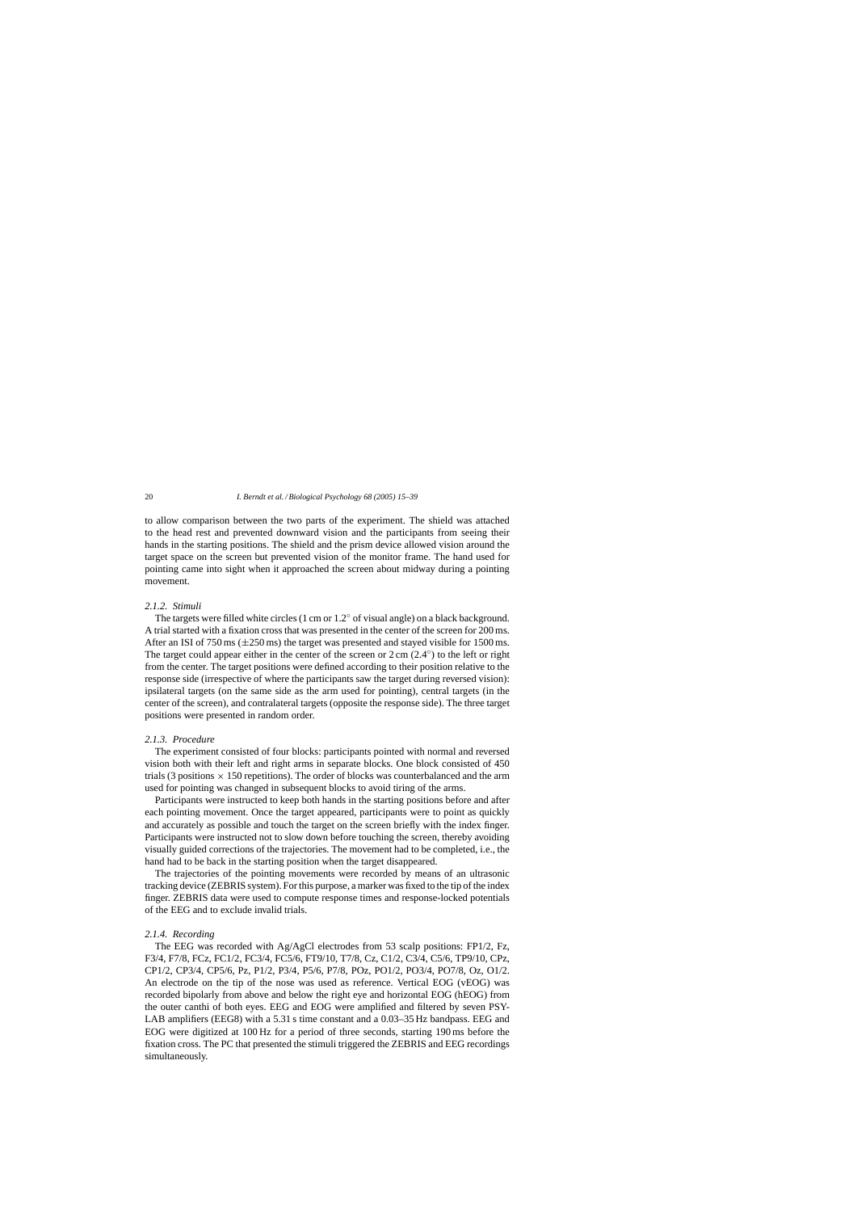to allow comparison between the two parts of the experiment. The shield was attached to the head rest and prevented downward vision and the participants from seeing their hands in the starting positions. The shield and the prism device allowed vision around the target space on the screen but prevented vision of the monitor frame. The hand used for pointing came into sight when it approached the screen about midway during a pointing movement.

#### *2.1.2. Stimuli*

The targets were filled white circles (1 cm or 1.2° of visual angle) on a black background. A trial started with a fixation cross that was presented in the center of the screen for 200 ms. After an ISI of 750 ms (±250 ms) the target was presented and stayed visible for 1500 ms. The target could appear either in the center of the screen or 2 cm (2.4°) to the left or right from the center. The target positions were defined according to their position relative to the response side (irrespective of where the participants saw the target during reversed vision): ipsilateral targets (on the same side as the arm used for pointing), central targets (in the center of the screen), and contralateral targets (opposite the response side). The three target positions were presented in random order.

#### *2.1.3. Procedure*

The experiment consisted of four blocks: participants pointed with normal and reversed vision both with their left and right arms in separate blocks. One block consisted of 450 trials (3 positions × 150 repetitions). The order of blocks was counterbalanced and the arm used for pointing was changed in subsequent blocks to avoid tiring of the arms.

Participants were instructed to keep both hands in the starting positions before and after each pointing movement. Once the target appeared, participants were to point as quickly and accurately as possible and touch the target on the screen briefly with the index finger. Participants were instructed not to slow down before touching the screen, thereby avoiding visually guided corrections of the trajectories. The movement had to be completed, i.e., the hand had to be back in the starting position when the target disappeared.

The trajectories of the pointing movements were recorded by means of an ultrasonic tracking device (ZEBRIS system). For this purpose, a marker was fixed to the tip of the index finger. ZEBRIS data were used to compute response times and response-locked potentials of the EEG and to exclude invalid trials.

#### *2.1.4. Recording*

The EEG was recorded with Ag/AgCl electrodes from 53 scalp positions: FP1/2, Fz, F3/4, F7/8, FCz, FC1/2, FC3/4, FC5/6, FT9/10, T7/8, Cz, C1/2, C3/4, C5/6, TP9/10, CPz, CP1/2, CP3/4, CP5/6, Pz, P1/2, P3/4, P5/6, P7/8, POz, PO1/2, PO3/4, PO7/8, Oz, O1/2. An electrode on the tip of the nose was used as reference. Vertical EOG (vEOG) was recorded bipolarly from above and below the right eye and horizontal EOG (hEOG) from the outer canthi of both eyes. EEG and EOG were amplified and filtered by seven PSY-LAB amplifiers (EEG8) with a 5.31 s time constant and a 0.03–35 Hz bandpass. EEG and EOG were digitized at 100 Hz for a period of three seconds, starting 190 ms before the fixation cross. The PC that presented the stimuli triggered the ZEBRIS and EEG recordings simultaneously.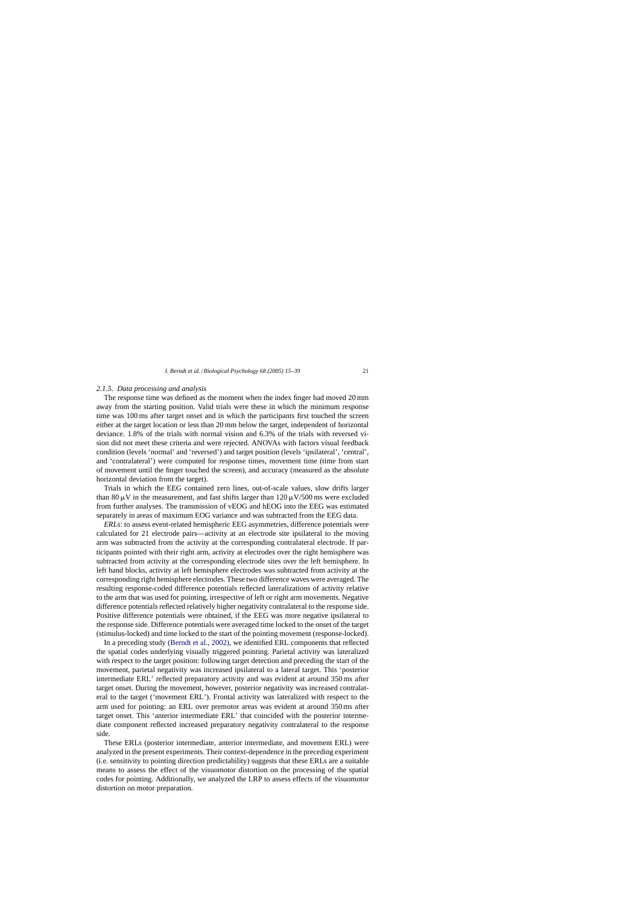### 2.1.5. Data processing and analysis

The response time was defined as the moment when the index finger had moved 20 mm away from the starting position. Valid trials were these in which the minimum response time was 100 ms after target onset and in which the participants first touched the screen either at the target location or less than 20 mm below the target, independent of horizontal deviance. 1.8% of the trials with normal vision and 6.3% of the trials with reversed vision did not meet these criteria and were rejected. ANOVAs with factors visual feedback condition (levels 'normal' and 'reversed') and target position (levels 'ipsilateral', 'central', and 'contralateral') were computed for response times, movement time (time from start of movement until the finger touched the screen), and accuracy (measured as the absolute horizontal deviation from the target).

Trials in which the EEG contained zero lines, out-of-scale values, slow drifts larger than 80 $\mu$V in the measurement, and fast shifts larger than 120 $\mu$V/500 ms were excluded from further analyses. The transmission of vEOG and hEOG into the EEG was estimated separately in areas of maximum EOG variance and was subtracted from the EEG data.

*ERLs*: to assess event-related hemispheric EEG asymmetries, difference potentials were calculated for 21 electrode pairs—activity at an electrode site ipsilateral to the moving arm was subtracted from the activity at the corresponding contralateral electrode. If participants pointed with their right arm, activity at electrodes over the right hemisphere was subtracted from activity at the corresponding electrode sites over the left hemisphere. In left hand blocks, activity at left hemisphere electrodes was subtracted from activity at the corresponding right hemisphere electrodes. These two difference waves were averaged. The resulting response-coded difference potentials reflected lateralizations of activity relative to the arm that was used for pointing, irrespective of left or right arm movements. Negative difference potentials reflected relatively higher negativity contralateral to the response side. Positive difference potentials were obtained, if the EEG was more negative ipsilateral to the response side. Difference potentials were averaged time locked to the onset of the target (stimulus-locked) and time locked to the start of the pointing movement (response-locked).

In a preceding study (Berndt et al., 2002), we identified ERL components that reflected the spatial codes underlying visually triggered pointing. Parietal activity was lateralized with respect to the target position: following target detection and preceding the start of the movement, parietal negativity was increased ipsilateral to a lateral target. This 'posterior intermediate ERL' reflected preparatory activity and was evident at around 350 ms after target onset. During the movement, however, posterior negativity was increased contralateral to the target ('movement ERL'). Frontal activity was lateralized with respect to the arm used for pointing: an ERL over premotor areas was evident at around 350 ms after target onset. This 'anterior intermediate ERL' that coincided with the posterior intermediate component reflected increased preparatory negativity contralateral to the response side.

These ERLs (posterior intermediate, anterior intermediate, and movement ERL) were analyzed in the present experiments. Their context-dependence in the preceding experiment (i.e. sensitivity to pointing direction predictability) suggests that these ERLs are a suitable means to assess the effect of the visuomotor distortion on the processing of the spatial codes for pointing. Additionally, we analyzed the LRP to assess effects of the visuomotor distortion on motor preparation.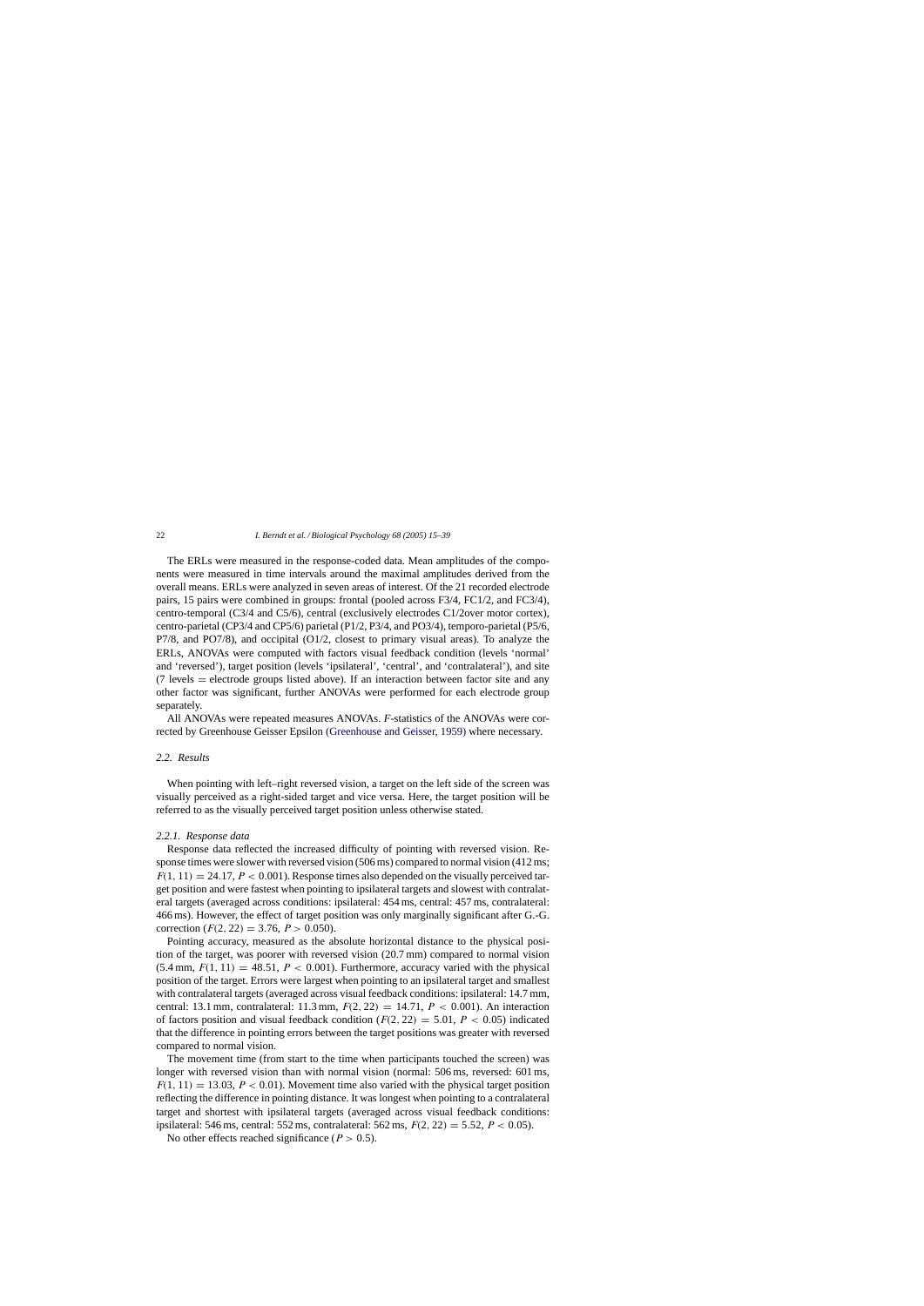The ERLs were measured in the response-coded data. Mean amplitudes of the components were measured in time intervals around the maximal amplitudes derived from the overall means. ERLs were analyzed in seven areas of interest. Of the 21 recorded electrode pairs, 15 pairs were combined in groups: frontal (pooled across F3/4, FC1/2, and FC3/4), centro-temporal (C3/4 and C5/6), central (exclusively electrodes C1/2over motor cortex), centro-parietal (CP3/4 and CP5/6) parietal (P1/2, P3/4, and PO3/4), temporo-parietal (P5/6, P7/8, and PO7/8), and occipital (O1/2, closest to primary visual areas). To analyze the ERLs, ANOVAs were computed with factors visual feedback condition (levels 'normal' and 'reversed'), target position (levels 'ipsilateral', 'central', and 'contralateral'), and site (7 levels = electrode groups listed above). If an interaction between factor site and any other factor was significant, further ANOVAs were performed for each electrode group separately.

All ANOVAs were repeated measures ANOVAs. *F*-statistics of the ANOVAs were corrected by Greenhouse Geisser Epsilon (Greenhouse and Geisser, 1959) where necessary.

### 2.2. Results

When pointing with left–right reversed vision, a target on the left side of the screen was visually perceived as a right-sided target and vice versa. Here, the target position will be referred to as the visually perceived target position unless otherwise stated.

#### 2.2.1. Response data

Response data reflected the increased difficulty of pointing with reversed vision. Response times were slower with reversed vision (506 ms) compared to normal vision (412 ms; $F(1, 11) = 24.17$, $P < 0.001$). Response times also depended on the visually perceived target position and were fastest when pointing to ipsilateral targets and slowest with contralateral targets (averaged across conditions: ipsilateral: 454 ms, central: 457 ms, contralateral: 466 ms). However, the effect of target position was only marginally significant after G.-G. correction ($F(2, 22) = 3.76$, $P > 0.050$).

Pointing accuracy, measured as the absolute horizontal distance to the physical position of the target, was poorer with reversed vision (20.7 mm) compared to normal vision (5.4 mm, $F(1, 11) = 48.51$, $P < 0.001$). Furthermore, accuracy varied with the physical position of the target. Errors were largest when pointing to an ipsilateral target and smallest with contralateral targets (averaged across visual feedback conditions: ipsilateral: 14.7 mm, central: 13.1 mm, contralateral: 11.3 mm, $F(2, 22) = 14.71$, $P < 0.001$). An interaction of factors position and visual feedback condition ($F(2, 22) = 5.01$, $P < 0.05$) indicated that the difference in pointing errors between the target positions was greater with reversed compared to normal vision.

The movement time (from start to the time when participants touched the screen) was longer with reversed vision than with normal vision (normal: 506 ms, reversed: 601 ms, $F(1, 11) = 13.03$, $P < 0.01$). Movement time also varied with the physical target position reflecting the difference in pointing distance. It was longest when pointing to a contralateral target and shortest with ipsilateral targets (averaged across visual feedback conditions: ipsilateral: 546 ms, central: 552 ms, contralateral: 562 ms, $F(2, 22) = 5.52$, $P < 0.05$).

No other effects reached significance ($P > 0.5$).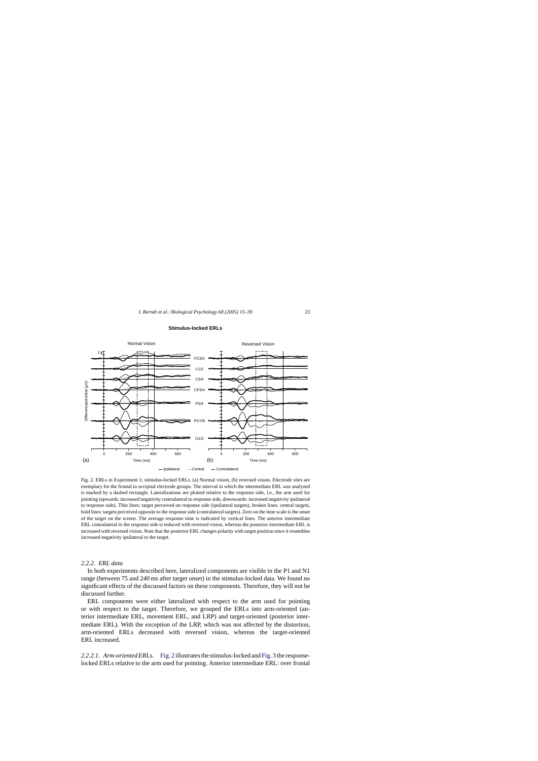Fig. 2. ERLs in Experiment 1; stimulus-locked ERLs. (a) Normal vision, (b) reversed vision. Electrode sites are exemplary for the frontal to occipital electrode groups. The interval in which the intermediate ERL was analyzed is marked by a dashed rectangle. Lateralizations are plotted relative to the response side, i.e., the arm used for pointing (upwards: increased negativity contralateral to response side, downwards: increased negativity ipsilateral to response side). Thin lines: target perceived on response side (ipsilateral targets), broken lines: central targets, bold lines: targets perceived opposite to the response side (contralateral targets). Zero on the time scale is the onset of the target on the screen. The average response time is indicated by vertical lines. The anterior intermediate ERL contralateral to the response side is reduced with reversed vision, whereas the posterior intermediate ERL is increased with reversed vision. Note that the posterior ERL changes polarity with target position since it resembles increased negativity ipsilateral to the target.

#### 2.2.2. ERL data

In both experiments described here, lateralized components are visible in the P1 and N1 range (between 75 and 240 ms after target onset) in the stimulus-locked data. We found no significant effects of the discussed factors on these components. Therefore, they will not be discussed further.

ERL components were either lateralized with respect to the arm used for pointing or with respect to the target. Therefore, we grouped the ERLs into arm-oriented (anterior intermediate ERL, movement ERL, and LRP) and target-oriented (posterior intermediate ERL). With the exception of the LRP, which was not affected by the distortion, arm-oriented ERLs decreased with reversed vision, whereas the target-oriented ERL increased.

*2.2.2.1. Arm-oriented ERLs.* Fig. 2 illustrates the stimulus-locked and Fig. 3 the response-locked ERLs relative to the arm used for pointing. Anterior intermediate ERL: over frontal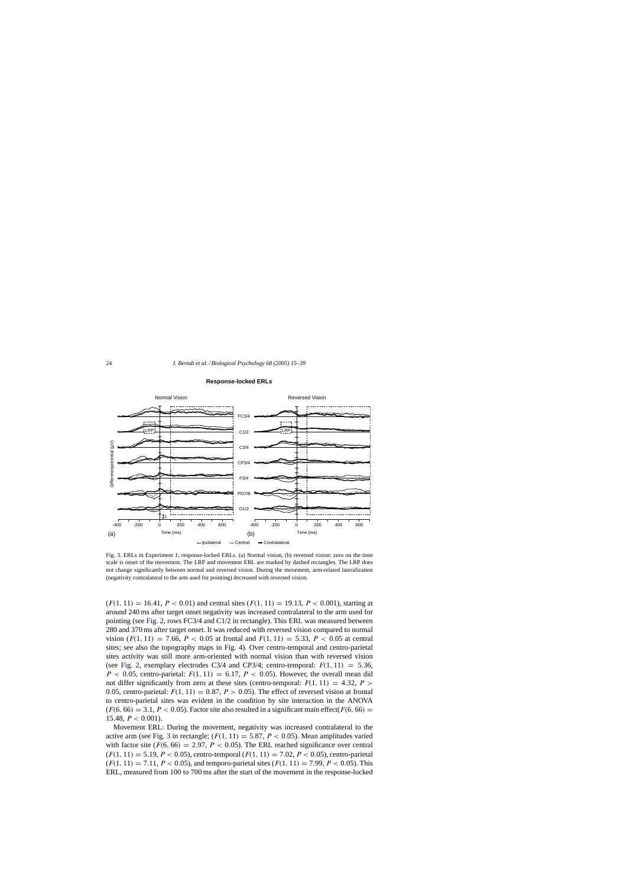Fig. 3. ERLs in Experiment 1; response-locked ERLs. (a) Normal vision, (b) reversed vision: zero on the time scale is onset of the movement. The LRP and movement ERL are marked by dashed rectangles. The LRP does not change significantly between normal and reversed vision. During the movement, arm-related lateralization (negativity contralateral to the arm used for pointing) decreased with reversed vision.

($F(1, 11) = 16.41$, $P < 0.01$) and central sites ($F(1, 11) = 19.13$, $P < 0.001$), starting at around 240 ms after target onset negativity was increased contralateral to the arm used for pointing (see Fig. 2, rows FC3/4 and C1/2 in rectangle). This ERL was measured between 280 and 370 ms after target onset. It was reduced with reversed vision compared to normal vision ($F(1, 11) = 7.66$, $P < 0.05$ at frontal and $F(1, 11) = 5.33$, $P < 0.05$ at central sites; see also the topography maps in Fig. 4). Over centro-temporal and centro-parietal sites activity was still more arm-oriented with normal vision than with reversed vision (see Fig. 2, exemplary electrodes C3/4 and CP3/4; centro-temporal: $F(1, 11) = 5.36$, $P < 0.05$, centro-parietal: $F(1, 11) = 6.17$, $P < 0.05$). However, the overall mean did not differ significantly from zero at these sites (centro-temporal: $F(1, 11) = 4.32$, $P > 0.05$, centro-parietal: $F(1, 11) = 0.87$, $P > 0.05$). The effect of reversed vision at frontal to centro-parietal sites was evident in the condition by site interaction in the ANOVA ($F(6, 66) = 3.1$, $P < 0.05$). Factor site also resulted in a significant main effect($F(6, 66) = 15.48$, $P < 0.001$).

Movement ERL: During the movement, negativity was increased contralateral to the active arm (see Fig. 3 in rectangle; ($F(1, 11) = 5.87$, $P < 0.05$). Mean amplitudes varied with factor site ($F(6, 66) = 2.97$, $P < 0.05$). The ERL reached significance over central ($F(1, 11) = 5.19$, $P < 0.05$), centro-temporal ($F(1, 11) = 7.02$, $P < 0.05$), centro-parietal ($F(1, 11) = 7.11$, $P < 0.05$), and temporo-parietal sites ($F(1, 11) = 7.99$, $P < 0.05$). This ERL, measured from 100 to 700 ms after the start of the movement in the response-locked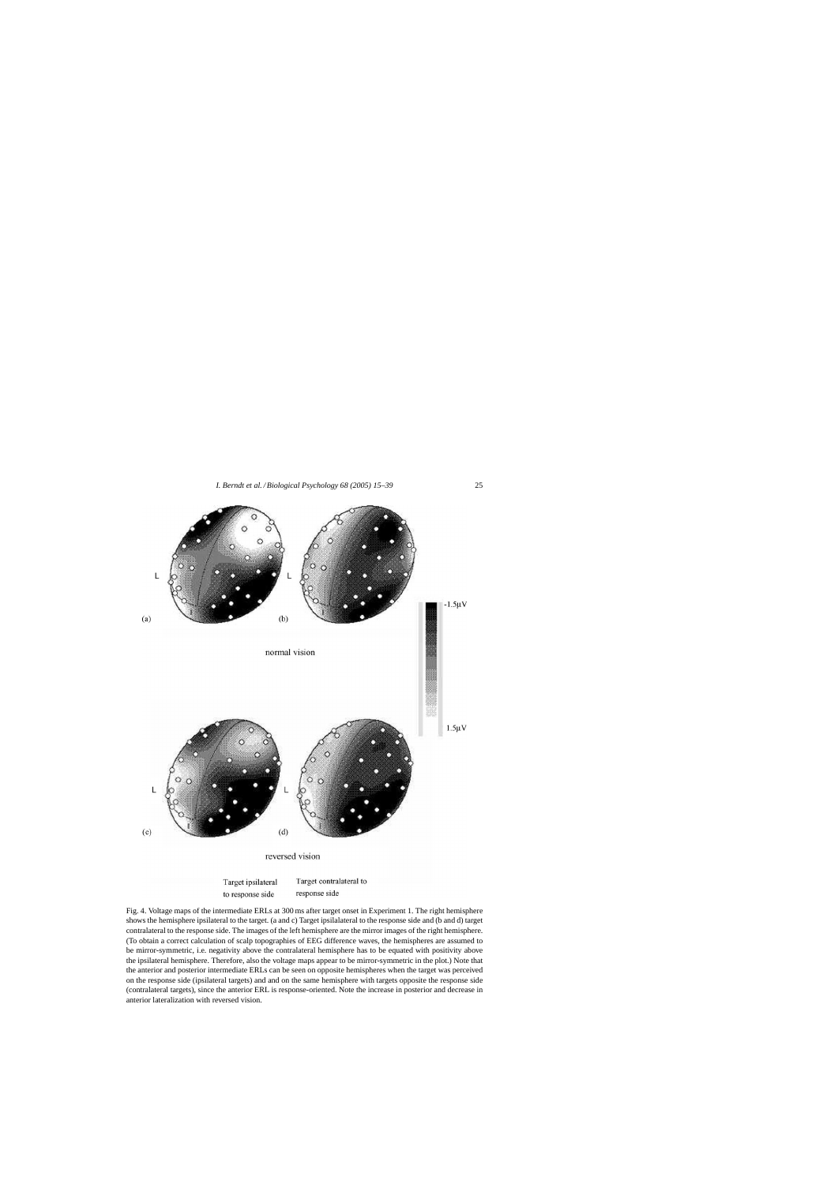Fig. 4. Voltage maps of the intermediate ERLs at 300 ms after target onset in Experiment 1. The right hemisphere shows the hemisphere ipsilateral to the target. (a and c) Target ipsilalateral to the response side and (b and d) target contralateral to the response side. The images of the left hemisphere are the mirror images of the right hemisphere. (To obtain a correct calculation of scalp topographies of EEG difference waves, the hemispheres are assumed to be mirror-symmetric, i.e. negativity above the contralateral hemisphere has to be equated with positivity above the ipsilateral hemisphere. Therefore, also the voltage maps appear to be mirror-symmetric in the plot.) Note that the anterior and posterior intermediate ERLs can be seen on opposite hemispheres when the target was perceived on the response side (ipsilateral targets) and and on the same hemisphere with targets opposite the response side (contralateral targets), since the anterior ERL is response-oriented. Note the increase in posterior and decrease in anterior lateralization with reversed vision.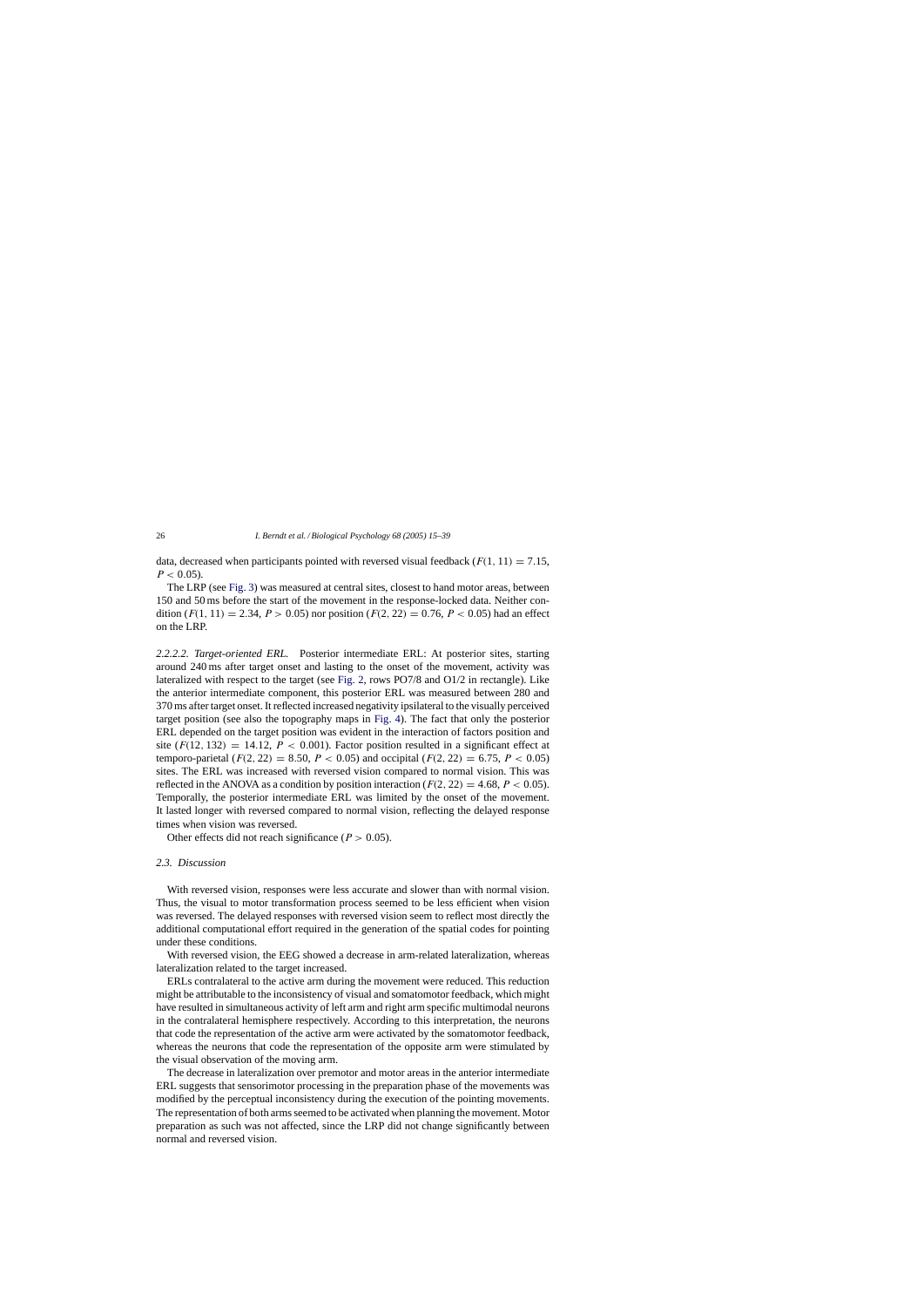data, decreased when participants pointed with reversed visual feedback ($F(1, 11) = 7.15$, $P < 0.05$).

The LRP (see Fig. 3) was measured at central sites, closest to hand motor areas, between 150 and 50 ms before the start of the movement in the response-locked data. Neither condition ($F(1, 11) = 2.34$, $P > 0.05$) nor position ($F(2, 22) = 0.76$, $P < 0.05$) had an effect on the LRP.

*2.2.2.2. Target-oriented ERL.* Posterior intermediate ERL: At posterior sites, starting around 240 ms after target onset and lasting to the onset of the movement, activity was lateralized with respect to the target (see Fig. 2, rows PO7/8 and O1/2 in rectangle). Like the anterior intermediate component, this posterior ERL was measured between 280 and 370 ms after target onset. It reflected increased negativity ipsilateral to the visually perceived target position (see also the topography maps in Fig. 4). The fact that only the posterior ERL depended on the target position was evident in the interaction of factors position and site ($F(12, 132) = 14.12$, $P < 0.001$). Factor position resulted in a significant effect at temporo-parietal ($F(2, 22) = 8.50$, $P < 0.05$) and occipital ($F(2, 22) = 6.75$, $P < 0.05$) sites. The ERL was increased with reversed vision compared to normal vision. This was reflected in the ANOVA as a condition by position interaction ($F(2, 22) = 4.68$, $P < 0.05$). Temporally, the posterior intermediate ERL was limited by the onset of the movement. It lasted longer with reversed compared to normal vision, reflecting the delayed response times when vision was reversed.

Other effects did not reach significance ($P > 0.05$).

### 2.3. Discussion

With reversed vision, responses were less accurate and slower than with normal vision. Thus, the visual to motor transformation process seemed to be less efficient when vision was reversed. The delayed responses with reversed vision seem to reflect most directly the additional computational effort required in the generation of the spatial codes for pointing under these conditions.

With reversed vision, the EEG showed a decrease in arm-related lateralization, whereas lateralization related to the target increased.

ERLs contralateral to the active arm during the movement were reduced. This reduction might be attributable to the inconsistency of visual and somatomotor feedback, which might have resulted in simultaneous activity of left arm and right arm specific multimodal neurons in the contralateral hemisphere respectively. According to this interpretation, the neurons that code the representation of the active arm were activated by the somatomotor feedback, whereas the neurons that code the representation of the opposite arm were stimulated by the visual observation of the moving arm.

The decrease in lateralization over premotor and motor areas in the anterior intermediate ERL suggests that sensorimotor processing in the preparation phase of the movements was modified by the perceptual inconsistency during the execution of the pointing movements. The representation of both arms seemed to be activated when planning the movement. Motor preparation as such was not affected, since the LRP did not change significantly between normal and reversed vision.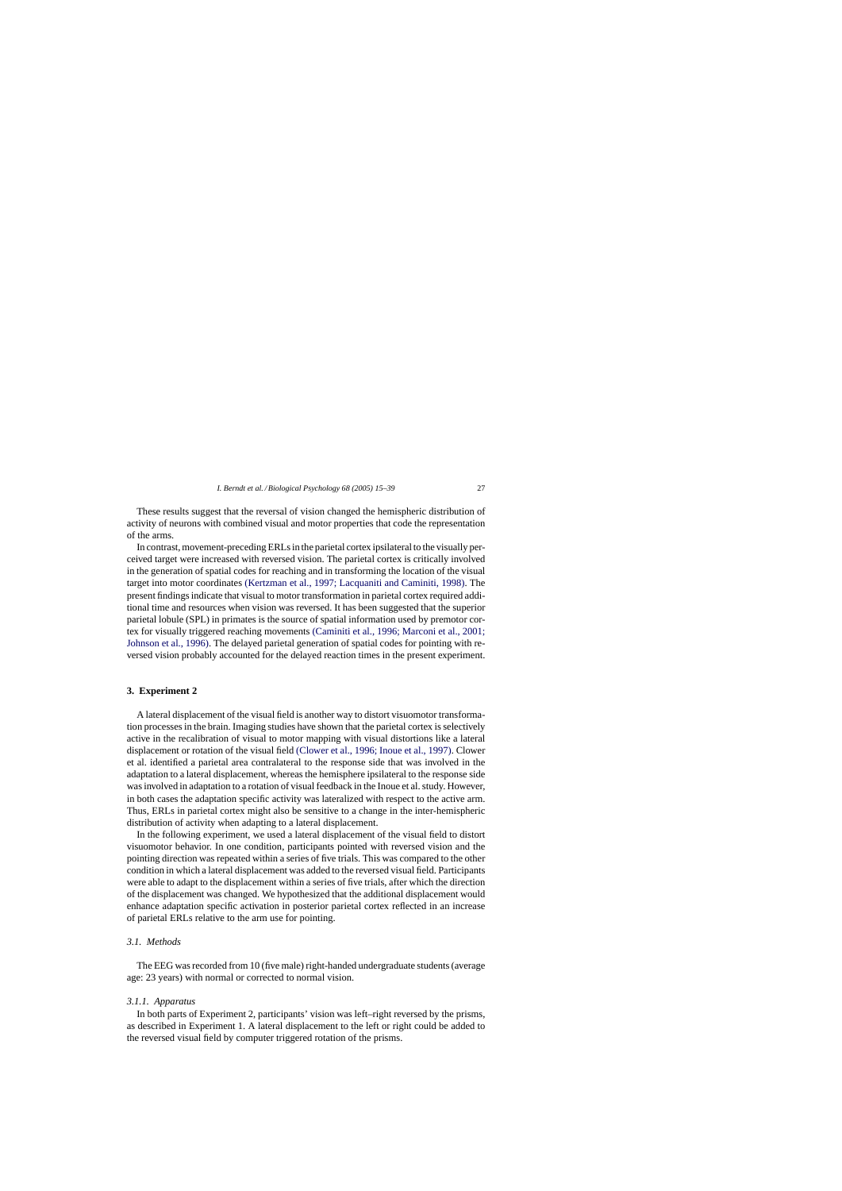These results suggest that the reversal of vision changed the hemispheric distribution of activity of neurons with combined visual and motor properties that code the representation of the arms.

In contrast, movement-preceding ERLs in the parietal cortex ipsilateral to the visually perceived target were increased with reversed vision. The parietal cortex is critically involved in the generation of spatial codes for reaching and in transforming the location of the visual target into motor coordinates (Kertzman et al., 1997; Lacquaniti and Caminiti, 1998). The present findings indicate that visual to motor transformation in parietal cortex required additional time and resources when vision was reversed. It has been suggested that the superior parietal lobule (SPL) in primates is the source of spatial information used by premotor cortex for visually triggered reaching movements (Caminiti et al., 1996; Marconi et al., 2001; Johnson et al., 1996). The delayed parietal generation of spatial codes for pointing with reversed vision probably accounted for the delayed reaction times in the present experiment.

## 3. Experiment 2

A lateral displacement of the visual field is another way to distort visuomotor transformation processes in the brain. Imaging studies have shown that the parietal cortex is selectively active in the recalibration of visual to motor mapping with visual distortions like a lateral displacement or rotation of the visual field (Clower et al., 1996; Inoue et al., 1997). Clower et al. identified a parietal area contralateral to the response side that was involved in the adaptation to a lateral displacement, whereas the hemisphere ipsilateral to the response side was involved in adaptation to a rotation of visual feedback in the Inoue et al. study. However, in both cases the adaptation specific activity was lateralized with respect to the active arm. Thus, ERLs in parietal cortex might also be sensitive to a change in the inter-hemispheric distribution of activity when adapting to a lateral displacement.

In the following experiment, we used a lateral displacement of the visual field to distort visuomotor behavior. In one condition, participants pointed with reversed vision and the pointing direction was repeated within a series of five trials. This was compared to the other condition in which a lateral displacement was added to the reversed visual field. Participants were able to adapt to the displacement within a series of five trials, after which the direction of the displacement was changed. We hypothesized that the additional displacement would enhance adaptation specific activation in posterior parietal cortex reflected in an increase of parietal ERLs relative to the arm use for pointing.

### *3.1. Methods*

The EEG was recorded from 10 (five male) right-handed undergraduate students (average age: 23 years) with normal or corrected to normal vision.

#### *3.1.1. Apparatus*

In both parts of Experiment 2, participants' vision was left–right reversed by the prisms, as described in Experiment 1. A lateral displacement to the left or right could be added to the reversed visual field by computer triggered rotation of the prisms.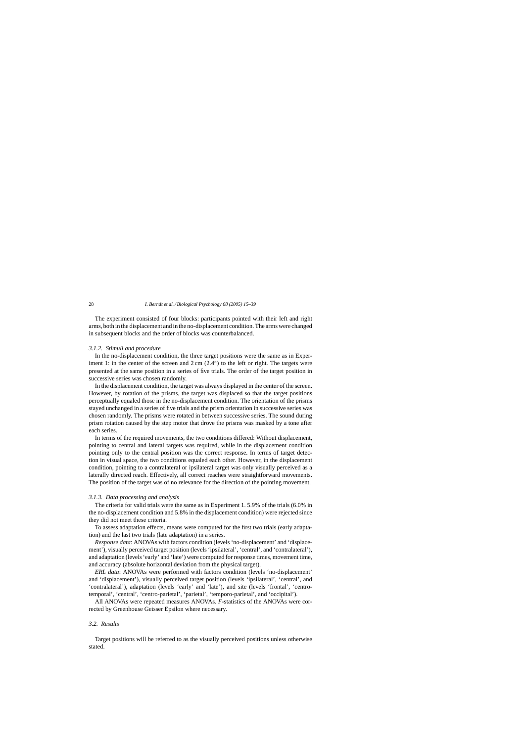The experiment consisted of four blocks: participants pointed with their left and right arms, both in the displacement and in the no-displacement condition. The arms were changed in subsequent blocks and the order of blocks was counterbalanced.

### *3.1.2. Stimuli and procedure*

In the no-displacement condition, the three target positions were the same as in Experiment 1: in the center of the screen and 2 cm (2.4°) to the left or right. The targets were presented at the same position in a series of five trials. The order of the target position in successive series was chosen randomly.

In the displacement condition, the target was always displayed in the center of the screen. However, by rotation of the prisms, the target was displaced so that the target positions perceptually equaled those in the no-displacement condition. The orientation of the prisms stayed unchanged in a series of five trials and the prism orientation in successive series was chosen randomly. The prisms were rotated in between successive series. The sound during prism rotation caused by the step motor that drove the prisms was masked by a tone after each series.

In terms of the required movements, the two conditions differed: Without displacement, pointing to central and lateral targets was required, while in the displacement condition pointing only to the central position was the correct response. In terms of target detection in visual space, the two conditions equaled each other. However, in the displacement condition, pointing to a contralateral or ipsilateral target was only visually perceived as a laterally directed reach. Effectively, all correct reaches were straightforward movements. The position of the target was of no relevance for the direction of the pointing movement.

### *3.1.3. Data processing and analysis*

The criteria for valid trials were the same as in Experiment 1. 5.9% of the trials (6.0% in the no-displacement condition and 5.8% in the displacement condition) were rejected since they did not meet these criteria.

To assess adaptation effects, means were computed for the first two trials (early adaptation) and the last two trials (late adaptation) in a series.

*Response data*: ANOVAs with factors condition (levels 'no-displacement' and 'displacement'), visually perceived target position (levels 'ipsilateral', 'central', and 'contralateral'), and adaptation (levels 'early' and 'late') were computed for response times, movement time, and accuracy (absolute horizontal deviation from the physical target).

*ERL data*: ANOVAs were performed with factors condition (levels 'no-displacement' and 'displacement'), visually perceived target position (levels 'ipsilateral', 'central', and 'contralateral'), adaptation (levels 'early' and 'late'), and site (levels 'frontal', 'centro-temporal', 'central', 'centro-parietal', 'parietal', 'temporo-parietal', and 'occipital').

All ANOVAs were repeated measures ANOVAs. *F*-statistics of the ANOVAs were corrected by Greenhouse Geisser Epsilon where necessary.

## *3.2. Results*

Target positions will be referred to as the visually perceived positions unless otherwise stated.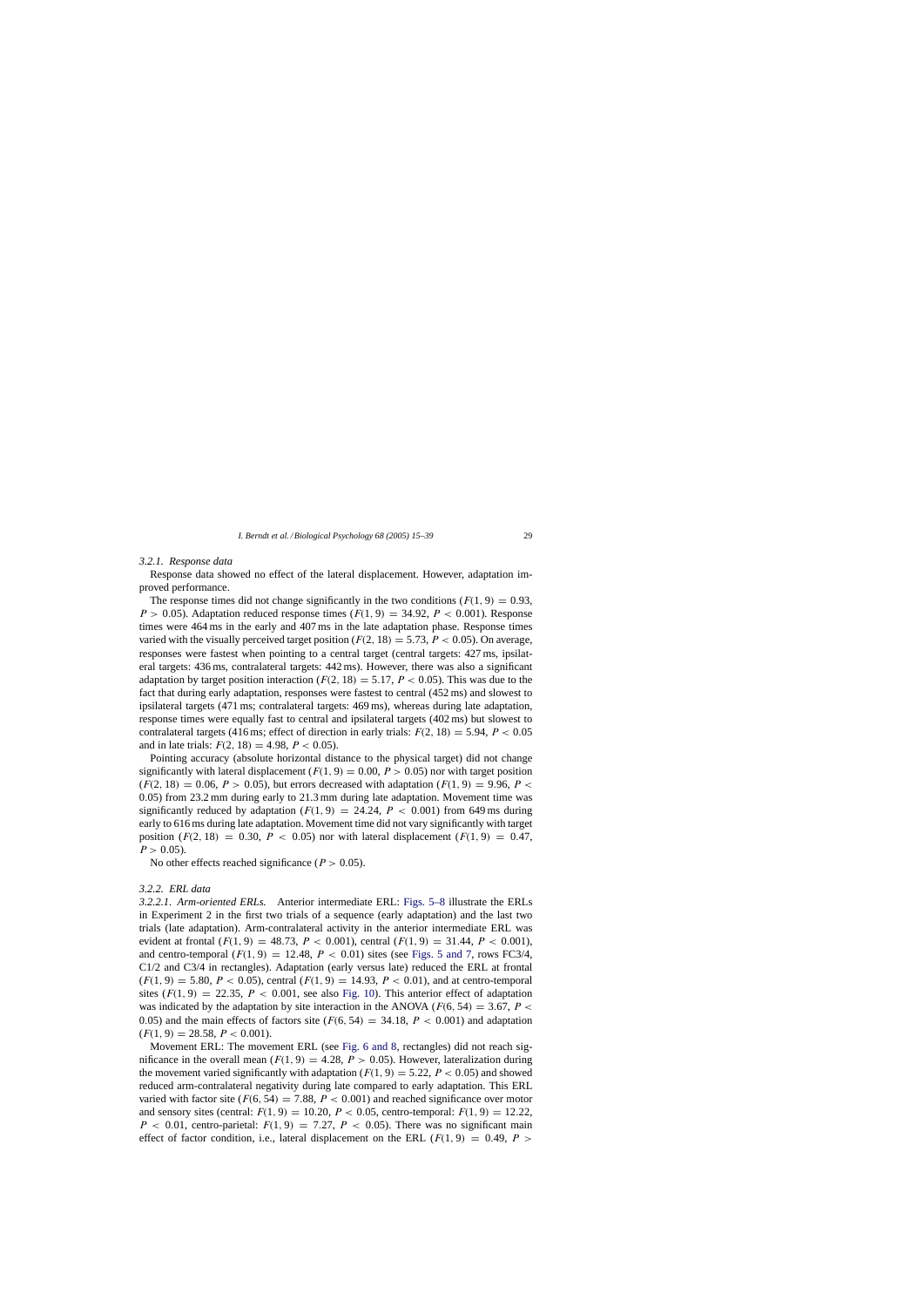#### 3.2.1. Response data

Response data showed no effect of the lateral displacement. However, adaptation improved performance.

The response times did not change significantly in the two conditions ($F(1, 9) = 0.93$, $P > 0.05$). Adaptation reduced response times ($F(1, 9) = 34.92$, $P < 0.001$). Response times were 464 ms in the early and 407 ms in the late adaptation phase. Response times varied with the visually perceived target position ($F(2, 18) = 5.73$, $P < 0.05$). On average, responses were fastest when pointing to a central target (central targets: 427 ms, ipsilateral targets: 436 ms, contralateral targets: 442 ms). However, there was also a significant adaptation by target position interaction ($F(2, 18) = 5.17$, $P < 0.05$). This was due to the fact that during early adaptation, responses were fastest to central (452 ms) and slowest to ipsilateral targets (471 ms; contralateral targets: 469 ms), whereas during late adaptation, response times were equally fast to central and ipsilateral targets (402 ms) but slowest to contralateral targets (416 ms; effect of direction in early trials: $F(2, 18) = 5.94$, $P < 0.05$ and in late trials: $F(2, 18) = 4.98$, $P < 0.05$).

Pointing accuracy (absolute horizontal distance to the physical target) did not change significantly with lateral displacement ($F(1, 9) = 0.00$, $P > 0.05$) nor with target position ($F(2, 18) = 0.06$, $P > 0.05$), but errors decreased with adaptation ($F(1, 9) = 9.96$, $P < 0.05$) from 23.2 mm during early to 21.3 mm during late adaptation. Movement time was significantly reduced by adaptation ($F(1, 9) = 24.24$, $P < 0.001$) from 649 ms during early to 616 ms during late adaptation. Movement time did not vary significantly with target position ($F(2, 18) = 0.30$, $P < 0.05$) nor with lateral displacement ($F(1, 9) = 0.47$, $P > 0.05$).

No other effects reached significance ($P > 0.05$).

#### 3.2.2. ERL data

*3.2.2.1. Arm-oriented ERLs.* Anterior intermediate ERL: Figs. 5–8 illustrate the ERLs in Experiment 2 in the first two trials of a sequence (early adaptation) and the last two trials (late adaptation). Arm-contralateral activity in the anterior intermediate ERL was evident at frontal ($F(1, 9) = 48.73$, $P < 0.001$), central ($F(1, 9) = 31.44$, $P < 0.001$), and centro-temporal ($F(1, 9) = 12.48$, $P < 0.01$) sites (see Figs. 5 and 7, rows FC3/4, C1/2 and C3/4 in rectangles). Adaptation (early versus late) reduced the ERL at frontal ($F(1, 9) = 5.80$, $P < 0.05$), central ($F(1, 9) = 14.93$, $P < 0.01$), and at centro-temporal sites ($F(1, 9) = 22.35$, $P < 0.001$, see also Fig. 10). This anterior effect of adaptation was indicated by the adaptation by site interaction in the ANOVA ($F(6, 54) = 3.67$, $P < 0.05$) and the main effects of factors site ($F(6, 54) = 34.18$, $P < 0.001$) and adaptation ($F(1, 9) = 28.58$, $P < 0.001$).

Movement ERL: The movement ERL (see Fig. 6 and 8, rectangles) did not reach significance in the overall mean ($F(1, 9) = 4.28$, $P > 0.05$). However, lateralization during the movement varied significantly with adaptation ($F(1, 9) = 5.22$, $P < 0.05$) and showed reduced arm-contralateral negativity during late compared to early adaptation. This ERL varied with factor site ($F(6, 54) = 7.88$, $P < 0.001$) and reached significance over motor and sensory sites (central: $F(1, 9) = 10.20$, $P < 0.05$, centro-temporal: $F(1, 9) = 12.22$, $P < 0.01$, centro-parietal: $F(1, 9) = 7.27$, $P < 0.05$). There was no significant main effect of factor condition, i.e., lateral displacement on the ERL ($F(1, 9) = 0.49$, $P >$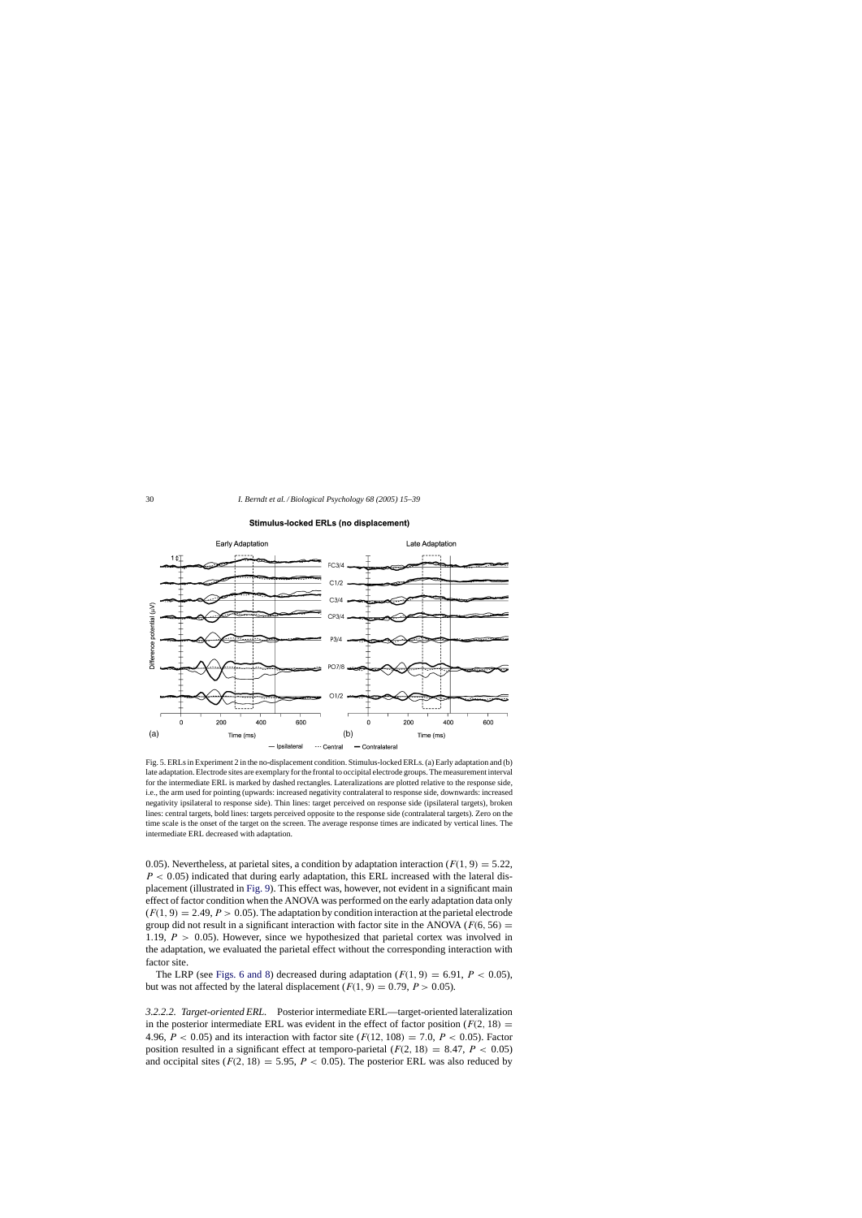Fig. 5. ERLs in Experiment 2 in the no-displacement condition. Stimulus-locked ERLs. (a) Early adaptation and (b) late adaptation. Electrode sites are exemplary for the frontal to occipital electrode groups. The measurement interval for the intermediate ERL is marked by dashed rectangles. Lateralizations are plotted relative to the response side, i.e., the arm used for pointing (upwards: increased negativity contralateral to response side, downwards: increased negativity ipsilateral to response side). Thin lines: target perceived on response side (ipsilateral targets), broken lines: central targets, bold lines: targets perceived opposite to the response side (contralateral targets). Zero on the time scale is the onset of the target on the screen. The average response times are indicated by vertical lines. The intermediate ERL decreased with adaptation.

0.05). Nevertheless, at parietal sites, a condition by adaptation interaction ($F(1, 9) = 5.22$, $P < 0.05$) indicated that during early adaptation, this ERL increased with the lateral displacement (illustrated in Fig. 9). This effect was, however, not evident in a significant main effect of factor condition when the ANOVA was performed on the early adaptation data only ($F(1, 9) = 2.49$, $P > 0.05$). The adaptation by condition interaction at the parietal electrode group did not result in a significant interaction with factor site in the ANOVA ($F(6, 56) = 1.19$, $P > 0.05$). However, since we hypothesized that parietal cortex was involved in the adaptation, we evaluated the parietal effect without the corresponding interaction with factor site.

The LRP (see Figs. 6 and 8) decreased during adaptation ($F(1, 9) = 6.91$, $P < 0.05$), but was not affected by the lateral displacement ($F(1, 9) = 0.79$, $P > 0.05$).

*3.2.2.2. Target-oriented ERL.* Posterior intermediate ERL—target-oriented lateralization in the posterior intermediate ERL was evident in the effect of factor position ($F(2, 18) = 4.96$, $P < 0.05$) and its interaction with factor site ($F(12, 108) = 7.0$, $P < 0.05$). Factor position resulted in a significant effect at temporo-parietal ($F(2, 18) = 8.47$, $P < 0.05$) and occipital sites ($F(2, 18) = 5.95$, $P < 0.05$). The posterior ERL was also reduced by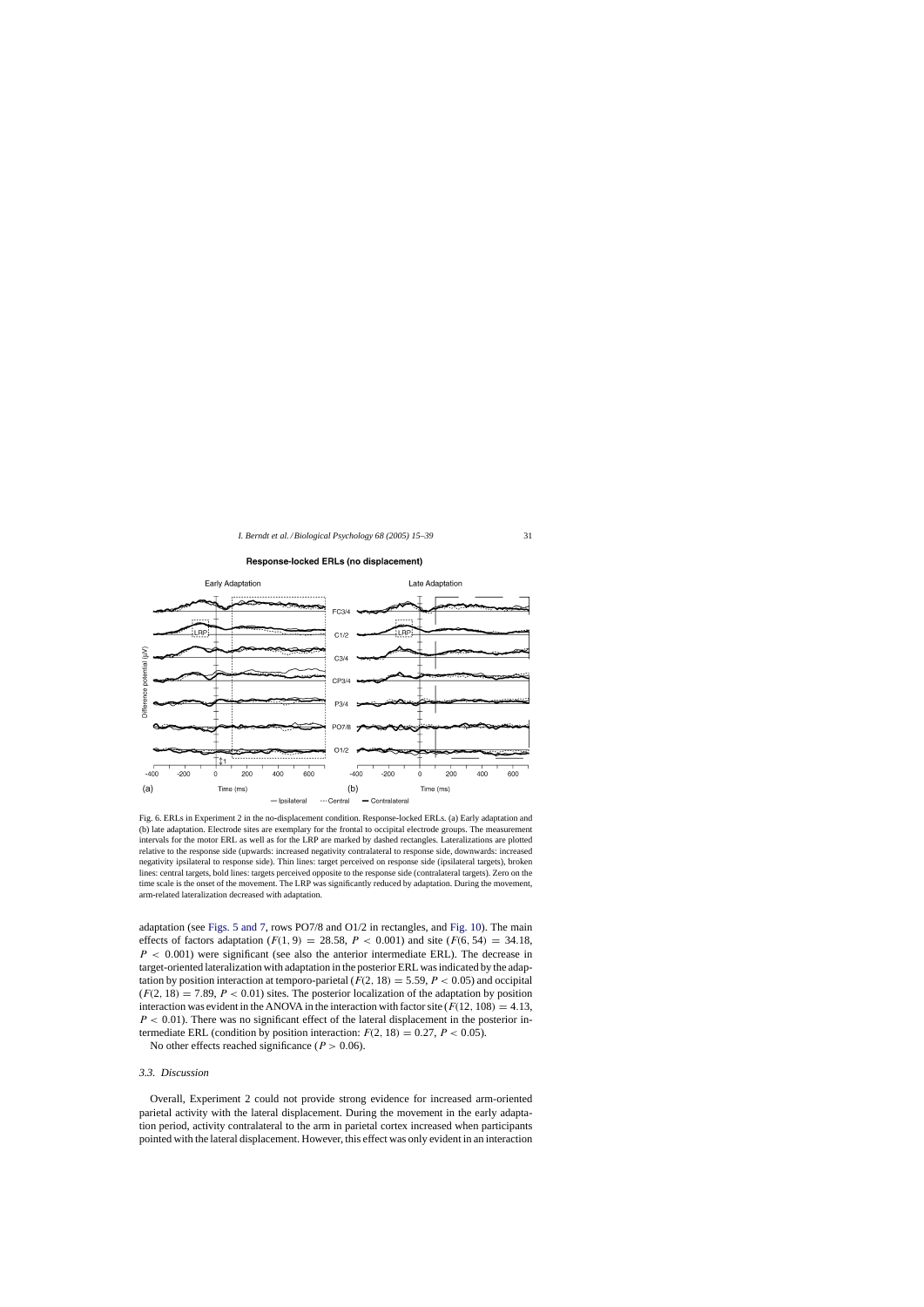**Response-locked ERLs (no displacement)**

Fig. 6. ERLs in Experiment 2 in the no-displacement condition. Response-locked ERLs. (a) Early adaptation and (b) late adaptation. Electrode sites are exemplary for the frontal to occipital electrode groups. The measurement intervals for the motor ERL as well as for the LRP are marked by dashed rectangles. Lateralizations are plotted relative to the response side (upwards: increased negativity contralateral to response side, downwards: increased negativity ipsilateral to response side). Thin lines: target perceived on response side (ipsilateral targets), broken lines: central targets, bold lines: targets perceived opposite to the response side (contralateral targets). Zero on the time scale is the onset of the movement. The LRP was significantly reduced by adaptation. During the movement, arm-related lateralization decreased with adaptation.

adaptation (see Figs. 5 and 7, rows PO7/8 and O1/2 in rectangles, and Fig. 10). The main effects of factors adaptation ($F(1, 9) = 28.58$, $P < 0.001$) and site ($F(6, 54) = 34.18$, $P < 0.001$) were significant (see also the anterior intermediate ERL). The decrease in target-oriented lateralization with adaptation in the posterior ERL was indicated by the adaptation by position interaction at temporo-parietal ($F(2, 18) = 5.59$, $P < 0.05$) and occipital ($F(2, 18) = 7.89$, $P < 0.01$) sites. The posterior localization of the adaptation by position interaction was evident in the ANOVA in the interaction with factor site ($F(12, 108) = 4.13$, $P < 0.01$). There was no significant effect of the lateral displacement in the posterior intermediate ERL (condition by position interaction: $F(2, 18) = 0.27$, $P < 0.05$).

No other effects reached significance ($P > 0.06$).

### 3.3. Discussion

Overall, Experiment 2 could not provide strong evidence for increased arm-oriented parietal activity with the lateral displacement. During the movement in the early adaptation period, activity contralateral to the arm in parietal cortex increased when participants pointed with the lateral displacement. However, this effect was only evident in an interaction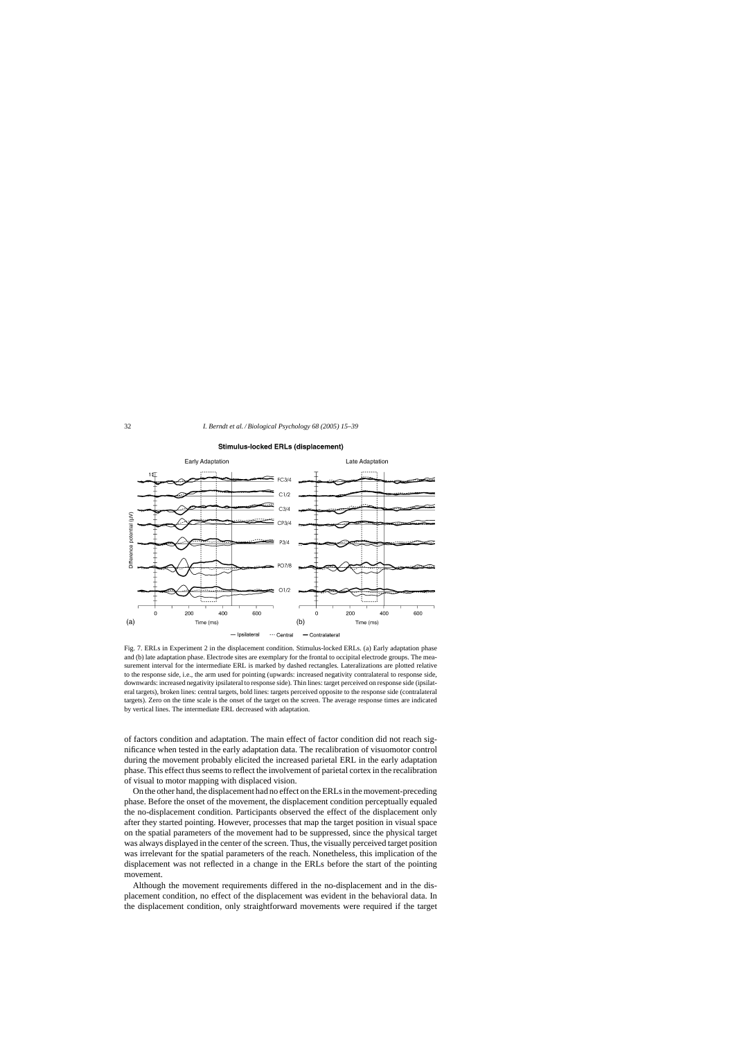Fig. 7. ERLs in Experiment 2 in the displacement condition. Stimulus-locked ERLs. (a) Early adaptation phase and (b) late adaptation phase. Electrode sites are exemplary for the frontal to occipital electrode groups. The measurement interval for the intermediate ERL is marked by dashed rectangles. Lateralizations are plotted relative to the response side, i.e., the arm used for pointing (upwards: increased negativity contralateral to response side, downwards: increased negativity ipsilateral to response side). Thin lines: target perceived on response side (ipsilateral targets), broken lines: central targets, bold lines: targets perceived opposite to the response side (contralateral targets). Zero on the time scale is the onset of the target on the screen. The average response times are indicated by vertical lines. The intermediate ERL decreased with adaptation.

of factors condition and adaptation. The main effect of factor condition did not reach significance when tested in the early adaptation data. The recalibration of visuomotor control during the movement probably elicited the increased parietal ERL in the early adaptation phase. This effect thus seems to reflect the involvement of parietal cortex in the recalibration of visual to motor mapping with displaced vision.

On the other hand, the displacement had no effect on the ERLs in the movement-preceding phase. Before the onset of the movement, the displacement condition perceptually equaled the no-displacement condition. Participants observed the effect of the displacement only after they started pointing. However, processes that map the target position in visual space on the spatial parameters of the movement had to be suppressed, since the physical target was always displayed in the center of the screen. Thus, the visually perceived target position was irrelevant for the spatial parameters of the reach. Nonetheless, this implication of the displacement was not reflected in a change in the ERLs before the start of the pointing movement.

Although the movement requirements differed in the no-displacement and in the displacement condition, no effect of the displacement was evident in the behavioral data. In the displacement condition, only straightforward movements were required if the target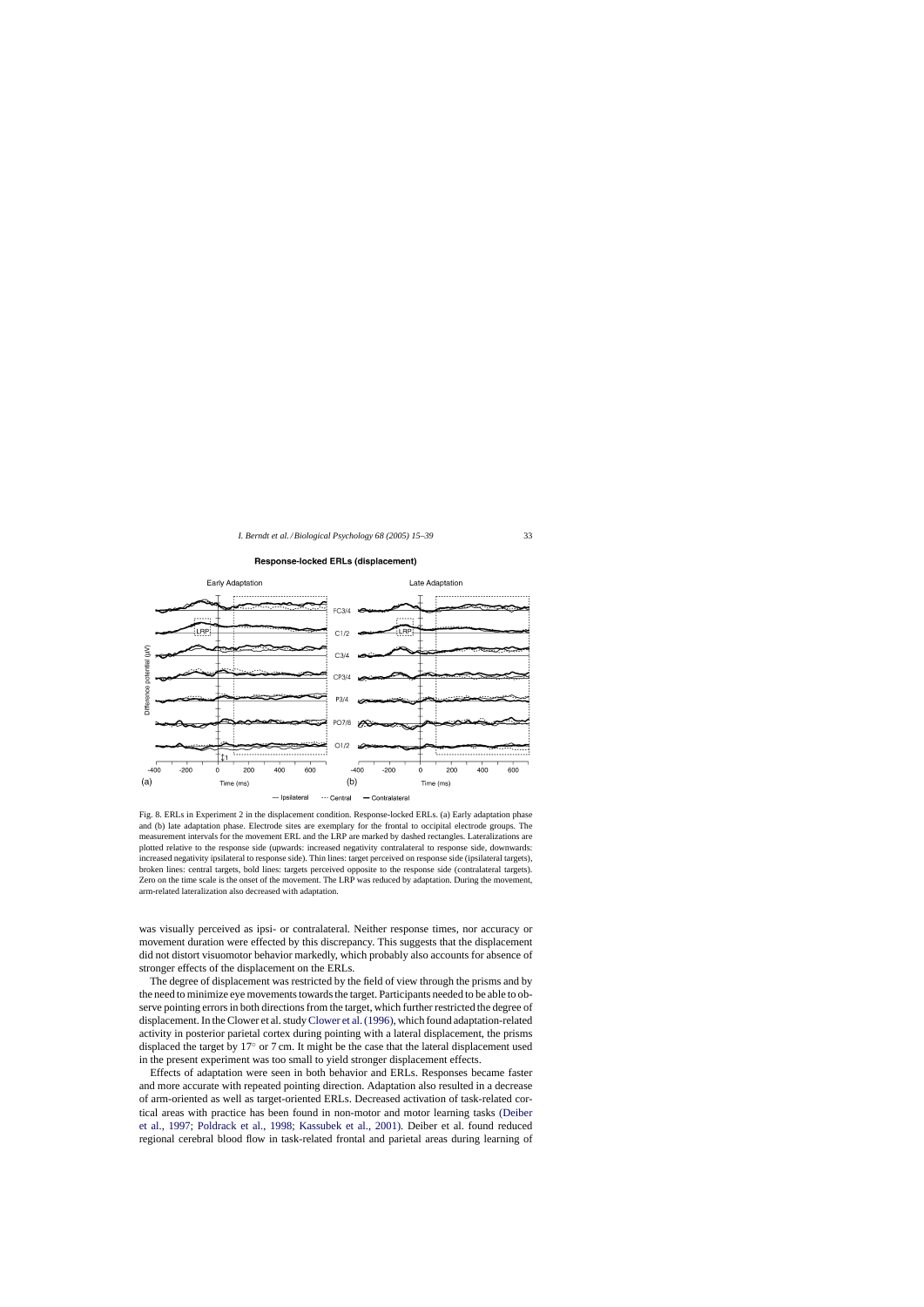**Response-locked ERLs (displacement)**

Fig. 8. ERLs in Experiment 2 in the displacement condition. Response-locked ERLs. (a) Early adaptation phase and (b) late adaptation phase. Electrode sites are exemplary for the frontal to occipital electrode groups. The measurement intervals for the movement ERL and the LRP are marked by dashed rectangles. Lateralizations are plotted relative to the response side (upwards: increased negativity contralateral to response side, downwards: increased negativity ipsilateral to response side). Thin lines: target perceived on response side (ipsilateral targets), broken lines: central targets, bold lines: targets perceived opposite to the response side (contralateral targets). Zero on the time scale is the onset of the movement. The LRP was reduced by adaptation. During the movement, arm-related lateralization also decreased with adaptation.

was visually perceived as ipsi- or contralateral. Neither response times, nor accuracy or movement duration were effected by this discrepancy. This suggests that the displacement did not distort visuomotor behavior markedly, which probably also accounts for absence of stronger effects of the displacement on the ERLs.

The degree of displacement was restricted by the field of view through the prisms and by the need to minimize eye movements towards the target. Participants needed to be able to observe pointing errors in both directions from the target, which further restricted the degree of displacement. In the Clower et al. study Clower et al. (1996), which found adaptation-related activity in posterior parietal cortex during pointing with a lateral displacement, the prisms displaced the target by 17° or 7 cm. It might be the case that the lateral displacement used in the present experiment was too small to yield stronger displacement effects.

Effects of adaptation were seen in both behavior and ERLs. Responses became faster and more accurate with repeated pointing direction. Adaptation also resulted in a decrease of arm-oriented as well as target-oriented ERLs. Decreased activation of task-related cortical areas with practice has been found in non-motor and motor learning tasks (Deiber et al., 1997; Poldrack et al., 1998; Kassubek et al., 2001). Deiber et al. found reduced regional cerebral blood flow in task-related frontal and parietal areas during learning of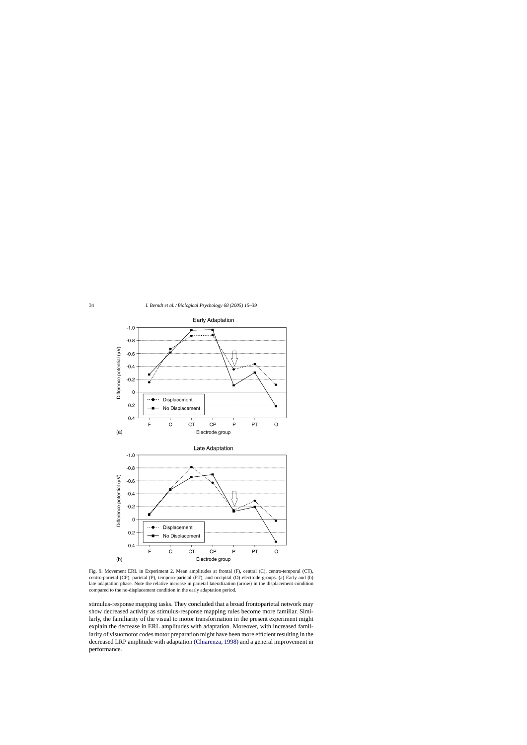Fig. 9. Movement ERL in Experiment 2. Mean amplitudes at frontal (F), central (C), centro-temporal (CT), centro-parietal (CP), parietal (P), temporo-parietal (PT), and occipital (O) electrode groups. (a) Early and (b) late adaptation phase. Note the relative increase in parietal lateralization (arrow) in the displacement condition compared to the no-displacement condition in the early adaptation period.

stimulus-response mapping tasks. They concluded that a broad frontoparietal network may show decreased activity as stimulus-response mapping rules become more familiar. Similarly, the familiarity of the visual to motor transformation in the present experiment might explain the decrease in ERL amplitudes with adaptation. Moreover, with increased familiarity of visuomotor codes motor preparation might have been more efficient resulting in the decreased LRP amplitude with adaptation (Chiarenza, 1998) and a general improvement in performance.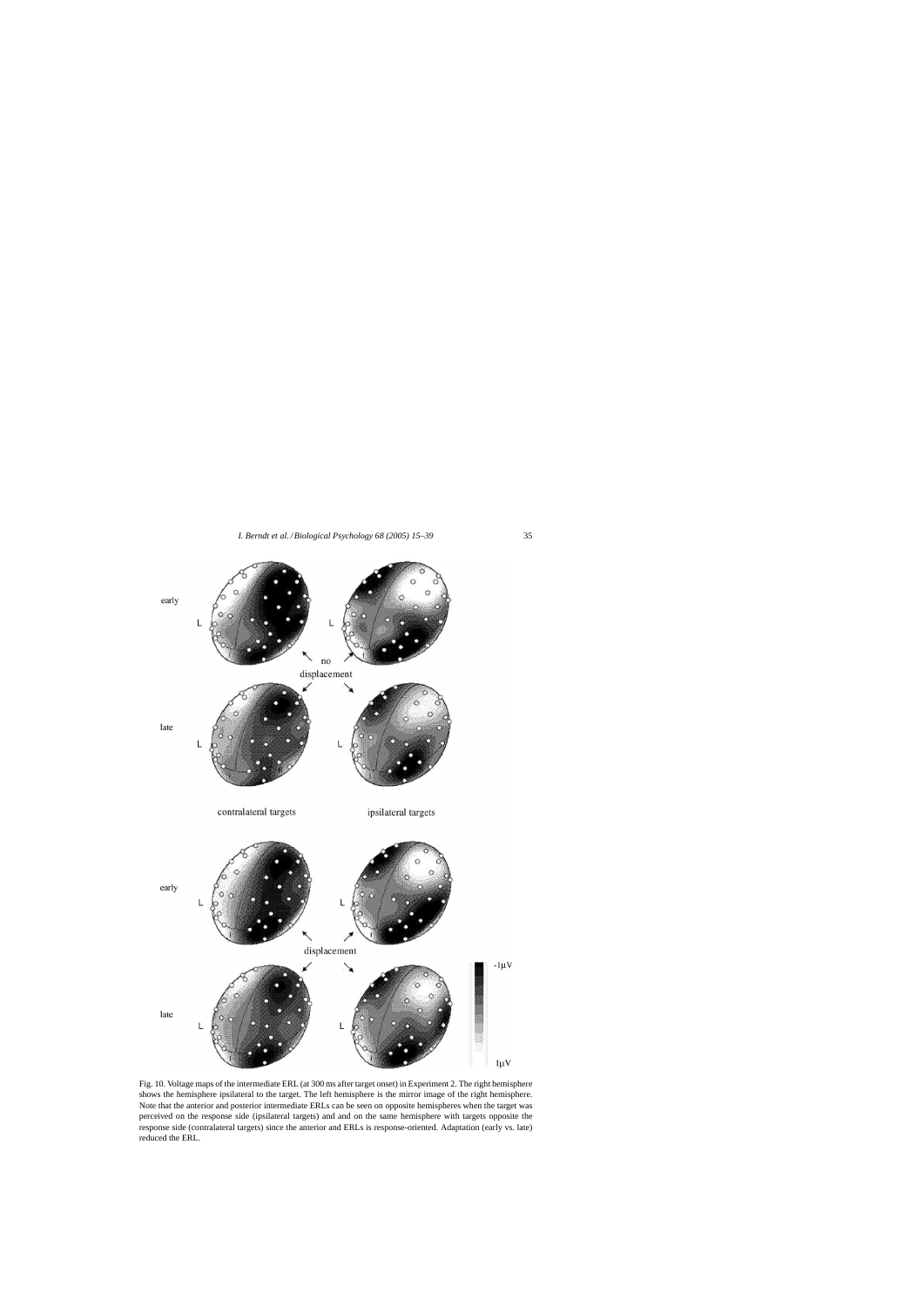Fig. 10. Voltage maps of the intermediate ERL (at 300 ms after target onset) in Experiment 2. The right hemisphere shows the hemisphere ipsilateral to the target. The left hemisphere is the mirror image of the right hemisphere. Note that the anterior and posterior intermediate ERLs can be seen on opposite hemispheres when the target was perceived on the response side (ipsilateral targets) and and on the same hemisphere with targets opposite the response side (contralateral targets) since the anterior and ERLs is response-oriented. Adaptation (early vs. late) reduced the ERL.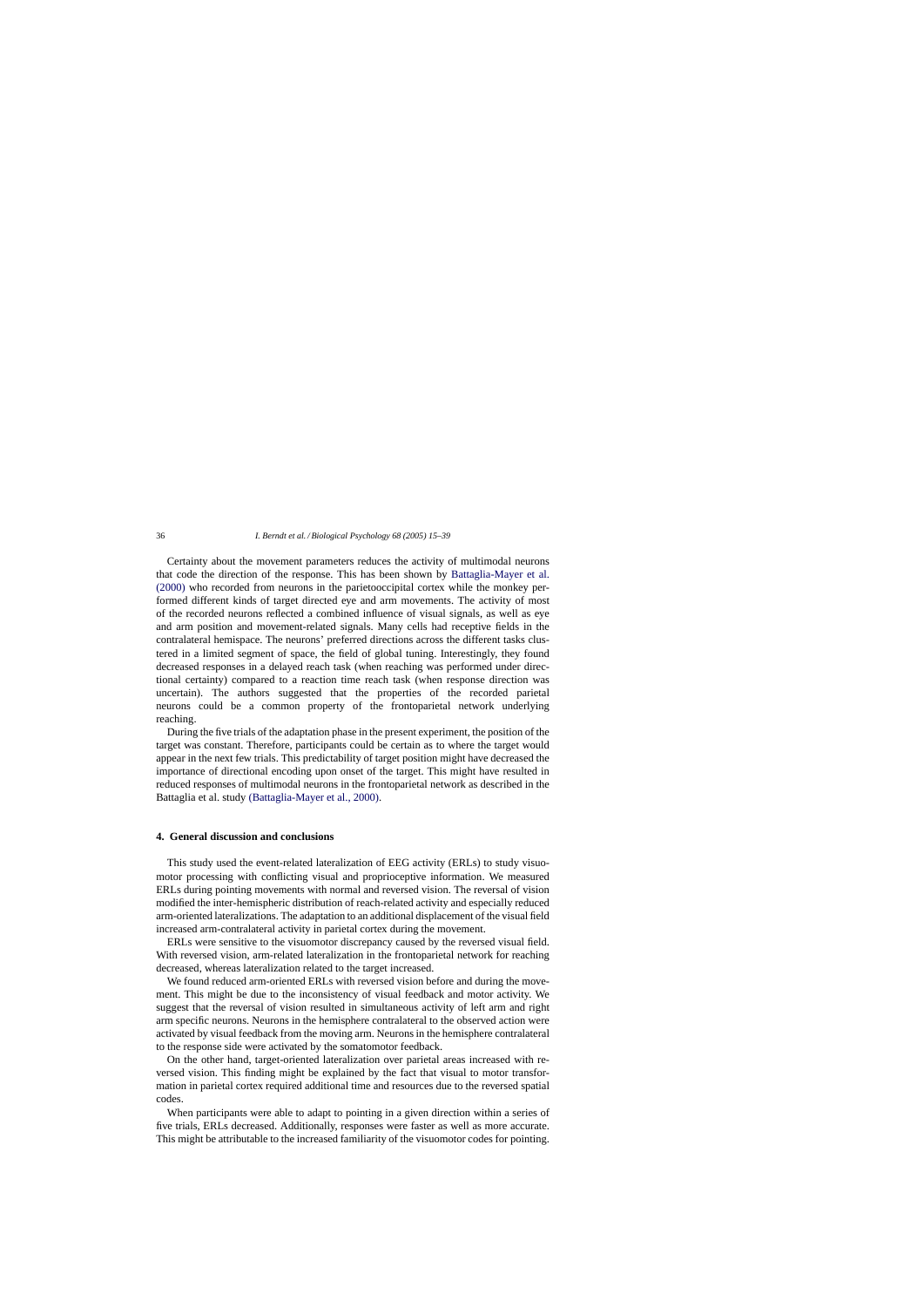Certainty about the movement parameters reduces the activity of multimodal neurons that code the direction of the response. This has been shown by Battaglia-Mayer et al. (2000) who recorded from neurons in the parietooccipital cortex while the monkey performed different kinds of target directed eye and arm movements. The activity of most of the recorded neurons reflected a combined influence of visual signals, as well as eye and arm position and movement-related signals. Many cells had receptive fields in the contralateral hemispace. The neurons' preferred directions across the different tasks clustered in a limited segment of space, the field of global tuning. Interestingly, they found decreased responses in a delayed reach task (when reaching was performed under directional certainty) compared to a reaction time reach task (when response direction was uncertain). The authors suggested that the properties of the recorded parietal neurons could be a common property of the frontoparietal network underlying reaching.

During the five trials of the adaptation phase in the present experiment, the position of the target was constant. Therefore, participants could be certain as to where the target would appear in the next few trials. This predictability of target position might have decreased the importance of directional encoding upon onset of the target. This might have resulted in reduced responses of multimodal neurons in the frontoparietal network as described in the Battaglia et al. study (Battaglia-Mayer et al., 2000).

## 4. General discussion and conclusions

This study used the event-related lateralization of EEG activity (ERLs) to study visuomotor processing with conflicting visual and proprioceptive information. We measured ERLs during pointing movements with normal and reversed vision. The reversal of vision modified the inter-hemispheric distribution of reach-related activity and especially reduced arm-oriented lateralizations. The adaptation to an additional displacement of the visual field increased arm-contralateral activity in parietal cortex during the movement.

ERLs were sensitive to the visuomotor discrepancy caused by the reversed visual field. With reversed vision, arm-related lateralization in the frontoparietal network for reaching decreased, whereas lateralization related to the target increased.

We found reduced arm-oriented ERLs with reversed vision before and during the movement. This might be due to the inconsistency of visual feedback and motor activity. We suggest that the reversal of vision resulted in simultaneous activity of left arm and right arm specific neurons. Neurons in the hemisphere contralateral to the observed action were activated by visual feedback from the moving arm. Neurons in the hemisphere contralateral to the response side were activated by the somatomotor feedback.

On the other hand, target-oriented lateralization over parietal areas increased with reversed vision. This finding might be explained by the fact that visual to motor transformation in parietal cortex required additional time and resources due to the reversed spatial codes.

When participants were able to adapt to pointing in a given direction within a series of five trials, ERLs decreased. Additionally, responses were faster as well as more accurate. This might be attributable to the increased familiarity of the visuomotor codes for pointing.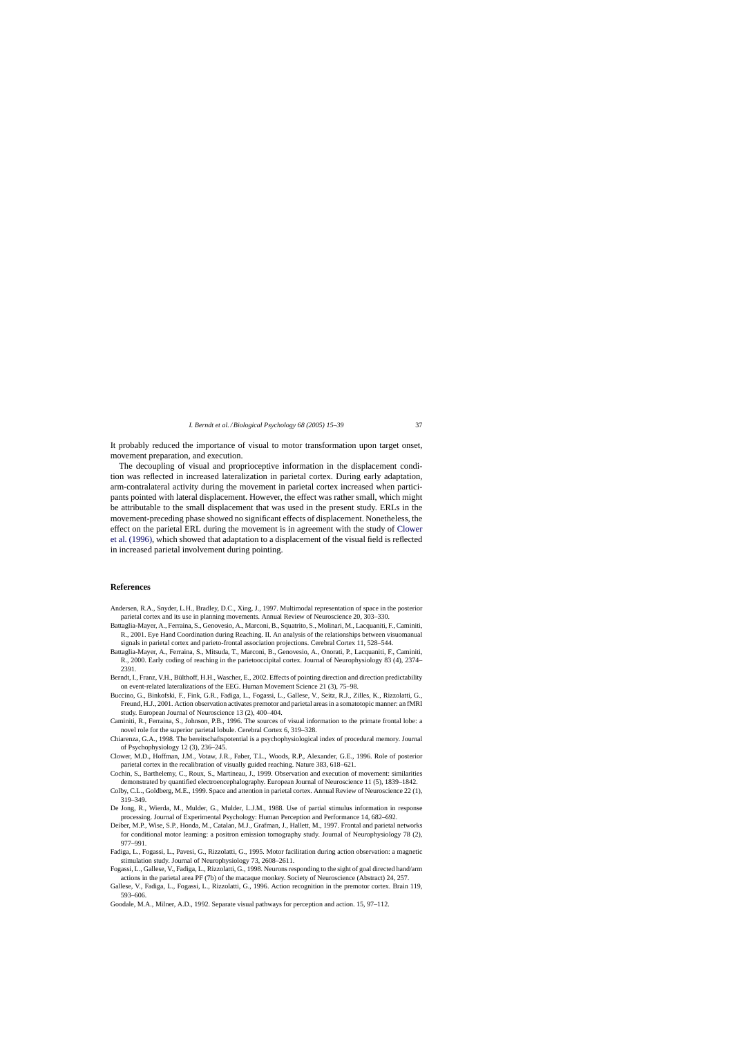It probably reduced the importance of visual to motor transformation upon target onset, movement preparation, and execution.

The decoupling of visual and proprioceptive information in the displacement condition was reflected in increased lateralization in parietal cortex. During early adaptation, arm-contralateral activity during the movement in parietal cortex increased when participants pointed with lateral displacement. However, the effect was rather small, which might be attributable to the small displacement that was used in the present study. ERLs in the movement-preceding phase showed no significant effects of displacement. Nonetheless, the effect on the parietal ERL during the movement is in agreement with the study of Clower et al. (1996), which showed that adaptation to a displacement of the visual field is reflected in increased parietal involvement during pointing.

## References

Andersen, R.A., Snyder, L.H., Bradley, D.C., Xing, J., 1997. Multimodal representation of space in the posterior parietal cortex and its use in planning movements. Annual Review of Neuroscience 20, 303–330.

Battaglia-Mayer, A., Ferraina, S., Genovesio, A., Marconi, B., Squatrito, S., Molinari, M., Lacquaniti, F., Caminiti, R., 2001. Eye Hand Coordination during Reaching. II. An analysis of the relationships between visuomanual signals in parietal cortex and parieto-frontal association projections. Cerebral Cortex 11, 528–544.

Battaglia-Mayer, A., Ferraina, S., Mitsuda, T., Marconi, B., Genovesio, A., Onorati, P., Lacquaniti, F., Caminiti, R., 2000. Early coding of reaching in the parietooccipital cortex. Journal of Neurophysiology 83 (4), 2374–2391.

Berndt, I., Franz, V.H., Bülthoff, H.H., Wascher, E., 2002. Effects of pointing direction and direction predictability on event-related lateralizations of the EEG. Human Movement Science 21 (3), 75–98.

Buccino, G., Binkofski, F., Fink, G.R., Fadiga, L., Fogassi, L., Gallese, V., Seitz, R.J., Zilles, K., Rizzolatti, G., Freund, H.J., 2001. Action observation activates premotor and parietal areas in a somatotopic manner: an fMRI study. European Journal of Neuroscience 13 (2), 400–404.

Caminiti, R., Ferraina, S., Johnson, P.B., 1996. The sources of visual information to the primate frontal lobe: a novel role for the superior parietal lobule. Cerebral Cortex 6, 319–328.

Chiarenza, G.A., 1998. The bereitschaftspotential is a psychophysiological index of procedural memory. Journal of Psychophysiology 12 (3), 236–245.

Clower, M.D., Hoffman, J.M., Votaw, J.R., Faber, T.L., Woods, R.P., Alexander, G.E., 1996. Role of posterior parietal cortex in the recalibration of visually guided reaching. Nature 383, 618–621.

Cochin, S., Barthelemy, C., Roux, S., Martineau, J., 1999. Observation and execution of movement: similarities demonstrated by quantified electroencephalography. European Journal of Neuroscience 11 (5), 1839–1842.

Colby, C.L., Goldberg, M.E., 1999. Space and attention in parietal cortex. Annual Review of Neuroscience 22 (1), 319–349.

De Jong, R., Wierda, M., Mulder, G., Mulder, L.J.M., 1988. Use of partial stimulus information in response processing. Journal of Experimental Psychology: Human Perception and Performance 14, 682–692.

Deiber, M.P., Wise, S.P., Honda, M., Catalan, M.J., Grafman, J., Hallett, M., 1997. Frontal and parietal networks for conditional motor learning: a positron emission tomography study. Journal of Neurophysiology 78 (2), 977–991.

Fadiga, L., Fogassi, L., Pavesi, G., Rizzolatti, G., 1995. Motor facilitation during action observation: a magnetic stimulation study. Journal of Neurophysiology 73, 2608–2611.

Fogassi, L., Gallese, V., Fadiga, L., Rizzolatti, G., 1998. Neurons responding to the sight of goal directed hand/arm actions in the parietal area PF (7b) of the macaque monkey. Society of Neuroscience (Abstract) 24, 257.

Gallese, V., Fadiga, L., Fogassi, L., Rizzolatti, G., 1996. Action recognition in the premotor cortex. Brain 119, 593–606.

Goodale, M.A., Milner, A.D., 1992. Separate visual pathways for perception and action. 15, 97–112.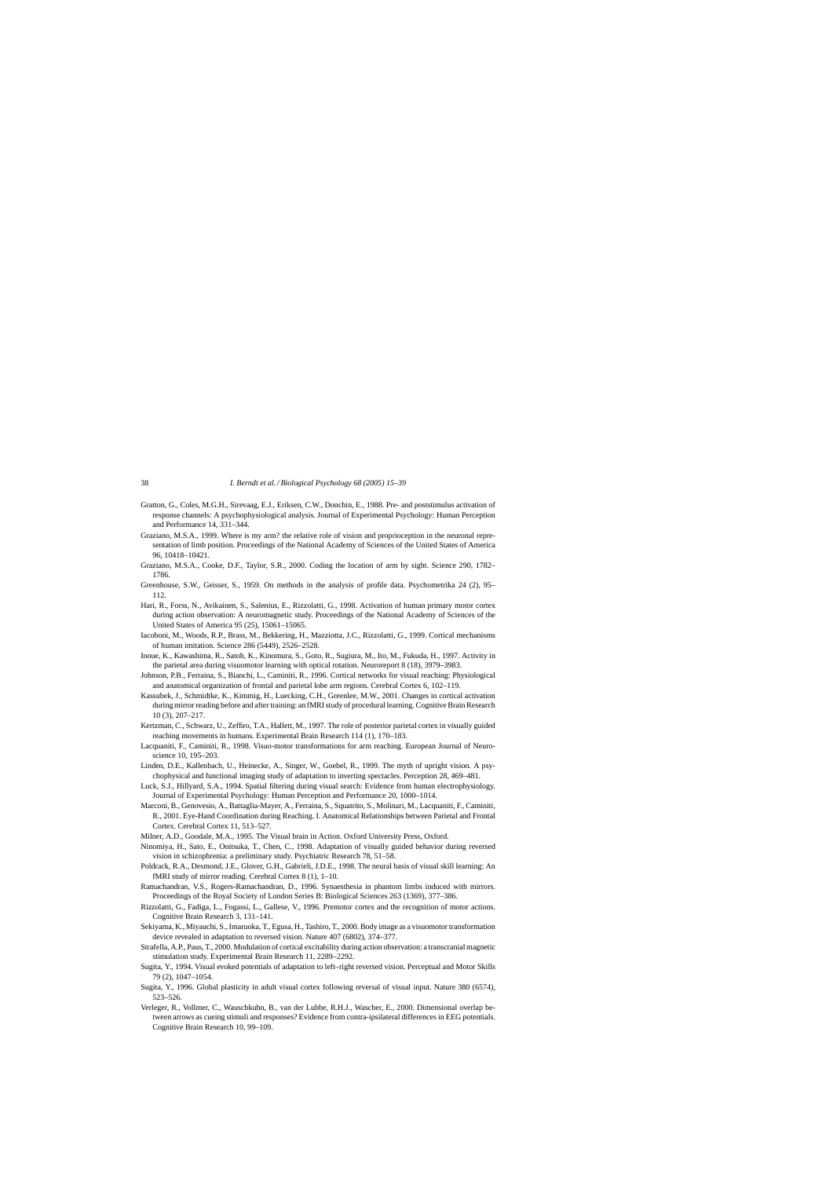Gratton, G., Coles, M.G.H., Sirevaag, E.J., Eriksen, C.W., Donchin, E., 1988. Pre- and poststimulus activation of response channels: A psychophysiological analysis. Journal of Experimental Psychology: Human Perception and Performance 14, 331–344.

Graziano, M.S.A., 1999. Where is my arm? the relative role of vision and proprioception in the neuronal representation of limb position. Proceedings of the National Academy of Sciences of the United States of America 96, 10418–10421.

Graziano, M.S.A., Cooke, D.F., Taylor, S.R., 2000. Coding the location of arm by sight. Science 290, 1782–1786.

Greenhouse, S.W., Geisser, S., 1959. On methods in the analysis of profile data. Psychometrika 24 (2), 95–112.

Hari, R., Forss, N., Avikainen, S., Salenius, E., Rizzolatti, G., 1998. Activation of human primary motor cortex during action observation: A neuromagnetic study. Proceedings of the National Academy of Sciences of the United States of America 95 (25), 15061–15065.

Iacoboni, M., Woods, R.P., Brass, M., Bekkering, H., Mazziotta, J.C., Rizzolatti, G., 1999. Cortical mechanisms of human imitation. Science 286 (5449), 2526–2528.

Inoue, K., Kawashima, R., Satoh, K., Kinomura, S., Goto, R., Sugiura, M., Ito, M., Fukuda, H., 1997. Activity in the parietal area during visuomotor learning with optical rotation. Neuroreport 8 (18), 3979–3983.

Johnson, P.B., Ferraina, S., Bianchi, L., Caminiti, R., 1996. Cortical networks for visual reaching: Physiological and anatomical organization of frontal and parietal lobe arm regions. Cerebral Cortex 6, 102–119.

Kassubek, J., Schmidtke, K., Kimmig, H., Luecking, C.H., Greenlee, M.W., 2001. Changes in cortical activation during mirror reading before and after training: an fMRI study of procedural learning. Cognitive Brain Research 10 (3), 207–217.

Kertzman, C., Schwarz, U., Zeffiro, T.A., Hallett, M., 1997. The role of posterior parietal cortex in visually guided reaching movements in humans. Experimental Brain Research 114 (1), 170–183.

Lacquaniti, F., Caminiti, R., 1998. Visuo-motor transformations for arm reaching. European Journal of Neuroscience 10, 195–203.

Linden, D.E., Kallenbach, U., Heinecke, A., Singer, W., Goebel, R., 1999. The myth of upright vision. A psychophysical and functional imaging study of adaptation to inverting spectacles. Perception 28, 469–481.

Luck, S.J., Hillyard, S.A., 1994. Spatial filtering during visual search: Evidence from human electrophysiology. Journal of Experimental Psychology: Human Perception and Performance 20, 1000–1014.

Marconi, B., Genovesio, A., Battaglia-Mayer, A., Ferraina, S., Squatrito, S., Molinari, M., Lacquaniti, F., Caminiti, R., 2001. Eye-Hand Coordination during Reaching. I. Anatomical Relationships between Parietal and Frontal Cortex. Cerebral Cortex 11, 513–527.

Milner, A.D., Goodale, M.A., 1995. The Visual brain in Action. Oxford University Press, Oxford.

Ninomiya, H., Sato, E., Onitsuka, T., Chen, C., 1998. Adaptation of visually guided behavior during reversed vision in schizophrenia: a preliminary study. Psychiatric Research 78, 51–58.

Poldrack, R.A., Desmond, J.E., Glover, G.H., Gabrieli, J.D.E., 1998. The neural basis of visual skill learning: An fMRI study of mirror reading. Cerebral Cortex 8 (1), 1–10.

Ramachandran, V.S., Rogers-Ramachandran, D., 1996. Synaesthesia in phantom limbs induced with mirrors. Proceedings of the Royal Society of London Series B: Biological Sciences 263 (1369), 377–386.

Rizzolatti, G., Fadiga, L., Fogassi, L., Gallese, V., 1996. Premotor cortex and the recognition of motor actions. Cognitive Brain Research 3, 131–141.

Sekiyama, K., Miyauchi, S., Imaruoka, T., Egusa, H., Tashiro, T., 2000. Body image as a visuomotor transformation device revealed in adaptation to reversed vision. Nature 407 (6802), 374–377.

Strafella, A.P., Paus, T., 2000. Modulation of cortical excitability during action observation: a transcranial magnetic stimulation study. Experimental Brain Research 11, 2289–2292.

Sugita, Y., 1994. Visual evoked potentials of adaptation to left–right reversed vision. Perceptual and Motor Skills 79 (2), 1047–1054.

Sugita, Y., 1996. Global plasticity in adult visual cortex following reversal of visual input. Nature 380 (6574), 523–526.

Verleger, R., Vollmer, C., Wauschkuhn, B., van der Lubbe, R.H.J., Wascher, E., 2000. Dimensional overlap between arrows as cueing stimuli and responses? Evidence from contra-ipsilateral differences in EEG potentials. Cognitive Brain Research 10, 99–109.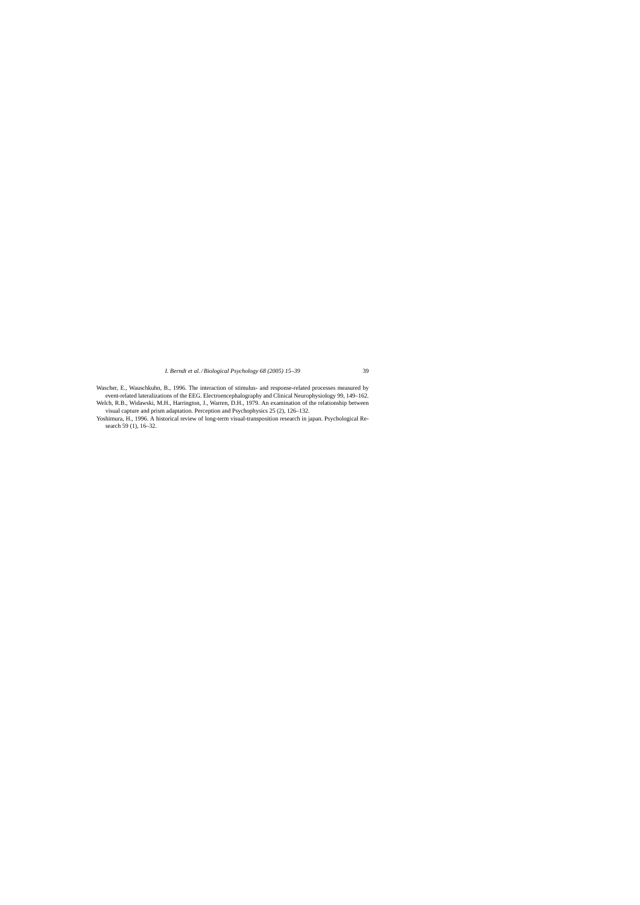Wascher, E., Wauschkuhn, B., 1996. The interaction of stimulus- and response-related processes measured by event-related lateralizations of the EEG. Electroencephalography and Clinical Neurophysiology 99, 149–162.

Welch, R.B., Widawski, M.H., Harrington, J., Warren, D.H., 1979. An examination of the relationship between visual capture and prism adaptation. Perception and Psychophysics 25 (2), 126–132.

Yoshimura, H., 1996. A historical review of long-term visual-transposition research in japan. Psychological Research 59 (1), 16–32.